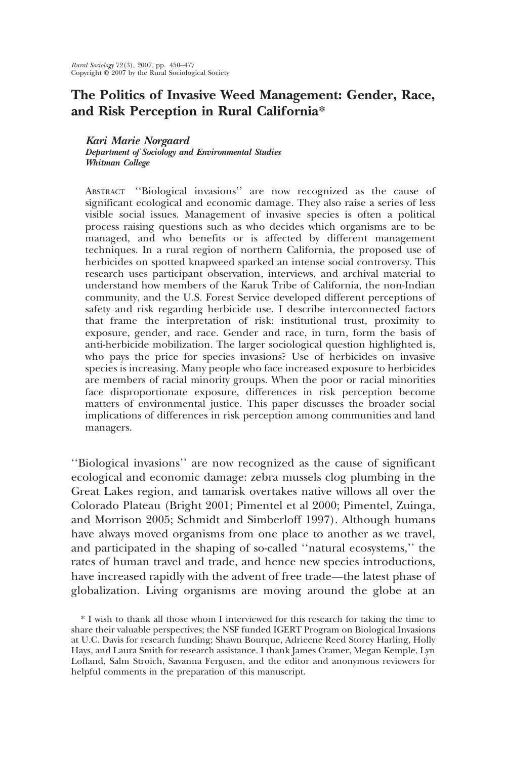# The Politics of Invasive Weed Management: Gender, Race, and Risk Perception in Rural California*

***Kari Marie Norgaard***
***Department of Sociology and Environmental Studies***
***Whitman College***

Abstract ''Biological invasions'' are now recognized as the cause of significant ecological and economic damage. They also raise a series of less visible social issues. Management of invasive species is often a political process raising questions such as who decides which organisms are to be managed, and who benefits or is affected by different management techniques. In a rural region of northern California, the proposed use of herbicides on spotted knapweed sparked an intense social controversy. This research uses participant observation, interviews, and archival material to understand how members of the Karuk Tribe of California, the non-Indian community, and the U.S. Forest Service developed different perceptions of safety and risk regarding herbicide use. I describe interconnected factors that frame the interpretation of risk: institutional trust, proximity to exposure, gender, and race. Gender and race, in turn, form the basis of anti-herbicide mobilization. The larger sociological question highlighted is, who pays the price for species invasions? Use of herbicides on invasive species is increasing. Many people who face increased exposure to herbicides are members of racial minority groups. When the poor or racial minorities face disproportionate exposure, differences in risk perception become matters of environmental justice. This paper discusses the broader social implications of differences in risk perception among communities and land managers.

''Biological invasions'' are now recognized as the cause of significant ecological and economic damage: zebra mussels clog plumbing in the Great Lakes region, and tamarisk overtakes native willows all over the Colorado Plateau (Bright 2001; Pimentel et al 2000; Pimentel, Zuinga, and Morrison 2005; Schmidt and Simberloff 1997). Although humans have always moved organisms from one place to another as we travel, and participated in the shaping of so-called ''natural ecosystems,'' the rates of human travel and trade, and hence new species introductions, have increased rapidly with the advent of free trade—the latest phase of globalization. Living organisms are moving around the globe at an

\* I wish to thank all those whom I interviewed for this research for taking the time to share their valuable perspectives; the NSF funded IGERT Program on Biological Invasions at U.C. Davis for research funding; Shawn Bourque, Adrieene Reed Storey Harling, Holly Hays, and Laura Smith for research assistance. I thank James Cramer, Megan Kemple, Lyn Lofland, Salm Stroich, Savanna Fergusen, and the editor and anonymous reviewers for helpful comments in the preparation of this manuscript.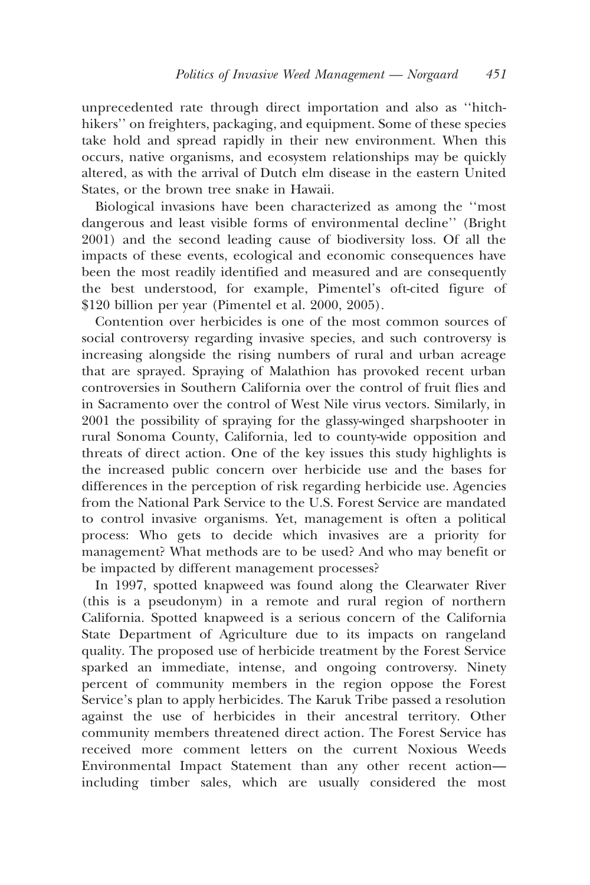unprecedented rate through direct importation and also as ''hitch-hikers'' on freighters, packaging, and equipment. Some of these species take hold and spread rapidly in their new environment. When this occurs, native organisms, and ecosystem relationships may be quickly altered, as with the arrival of Dutch elm disease in the eastern United States, or the brown tree snake in Hawaii.

Biological invasions have been characterized as among the ''most dangerous and least visible forms of environmental decline'' (Bright 2001) and the second leading cause of biodiversity loss. Of all the impacts of these events, ecological and economic consequences have been the most readily identified and measured and are consequently the best understood, for example, Pimentel's oft-cited figure of $120 billion per year (Pimentel et al. 2000, 2005).

Contention over herbicides is one of the most common sources of social controversy regarding invasive species, and such controversy is increasing alongside the rising numbers of rural and urban acreage that are sprayed. Spraying of Malathion has provoked recent urban controversies in Southern California over the control of fruit flies and in Sacramento over the control of West Nile virus vectors. Similarly, in 2001 the possibility of spraying for the glassy-winged sharpshooter in rural Sonoma County, California, led to county-wide opposition and threats of direct action. One of the key issues this study highlights is the increased public concern over herbicide use and the bases for differences in the perception of risk regarding herbicide use. Agencies from the National Park Service to the U.S. Forest Service are mandated to control invasive organisms. Yet, management is often a political process: Who gets to decide which invasives are a priority for management? What methods are to be used? And who may benefit or be impacted by different management processes?

In 1997, spotted knapweed was found along the Clearwater River (this is a pseudonym) in a remote and rural region of northern California. Spotted knapweed is a serious concern of the California State Department of Agriculture due to its impacts on rangeland quality. The proposed use of herbicide treatment by the Forest Service sparked an immediate, intense, and ongoing controversy. Ninety percent of community members in the region oppose the Forest Service's plan to apply herbicides. The Karuk Tribe passed a resolution against the use of herbicides in their ancestral territory. Other community members threatened direct action. The Forest Service has received more comment letters on the current Noxious Weeds Environmental Impact Statement than any other recent action— including timber sales, which are usually considered the most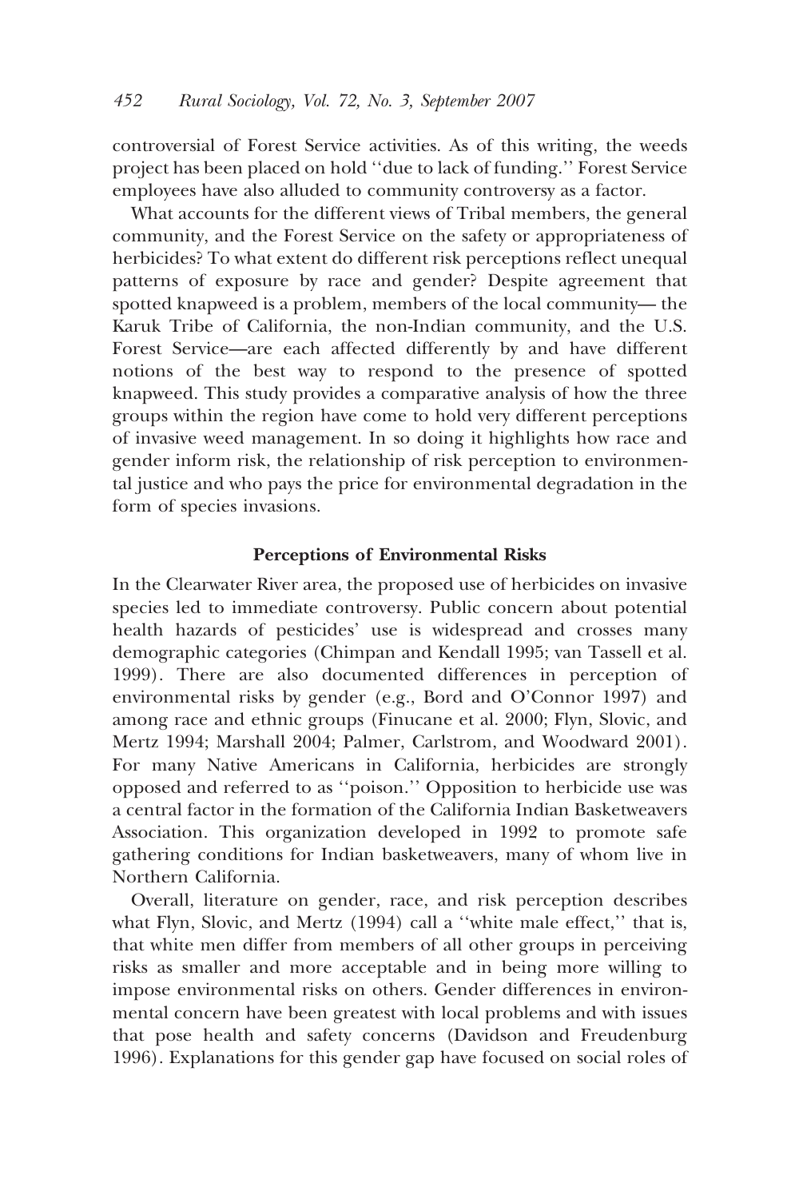controversial of Forest Service activities. As of this writing, the weeds project has been placed on hold ''due to lack of funding.'' Forest Service employees have also alluded to community controversy as a factor.

What accounts for the different views of Tribal members, the general community, and the Forest Service on the safety or appropriateness of herbicides? To what extent do different risk perceptions reflect unequal patterns of exposure by race and gender? Despite agreement that spotted knapweed is a problem, members of the local community— the Karuk Tribe of California, the non-Indian community, and the U.S. Forest Service—are each affected differently by and have different notions of the best way to respond to the presence of spotted knapweed. This study provides a comparative analysis of how the three groups within the region have come to hold very different perceptions of invasive weed management. In so doing it highlights how race and gender inform risk, the relationship of risk perception to environmental justice and who pays the price for environmental degradation in the form of species invasions.

## Perceptions of Environmental Risks

In the Clearwater River area, the proposed use of herbicides on invasive species led to immediate controversy. Public concern about potential health hazards of pesticides' use is widespread and crosses many demographic categories (Chimpan and Kendall 1995; van Tassell et al. 1999). There are also documented differences in perception of environmental risks by gender (e.g., Bord and O'Connor 1997) and among race and ethnic groups (Finucane et al. 2000; Flyn, Slovic, and Mertz 1994; Marshall 2004; Palmer, Carlstrom, and Woodward 2001). For many Native Americans in California, herbicides are strongly opposed and referred to as ''poison.'' Opposition to herbicide use was a central factor in the formation of the California Indian Basketweavers Association. This organization developed in 1992 to promote safe gathering conditions for Indian basketweavers, many of whom live in Northern California.

Overall, literature on gender, race, and risk perception describes what Flyn, Slovic, and Mertz (1994) call a ''white male effect,'' that is, that white men differ from members of all other groups in perceiving risks as smaller and more acceptable and in being more willing to impose environmental risks on others. Gender differences in environmental concern have been greatest with local problems and with issues that pose health and safety concerns (Davidson and Freudenburg 1996). Explanations for this gender gap have focused on social roles of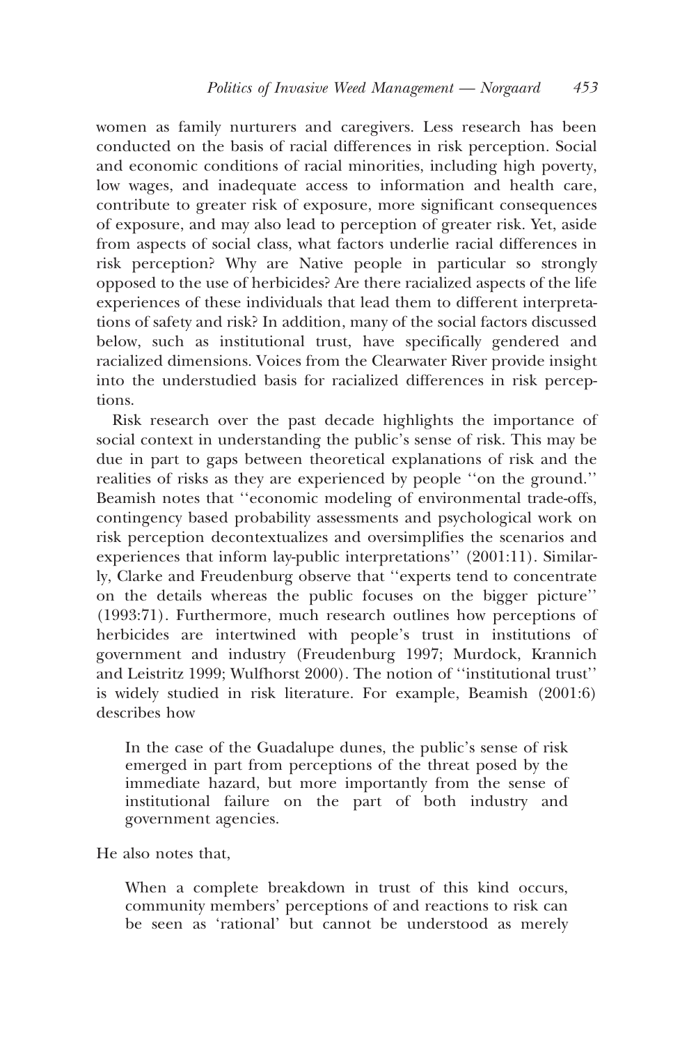women as family nurturers and caregivers. Less research has been conducted on the basis of racial differences in risk perception. Social and economic conditions of racial minorities, including high poverty, low wages, and inadequate access to information and health care, contribute to greater risk of exposure, more significant consequences of exposure, and may also lead to perception of greater risk. Yet, aside from aspects of social class, what factors underlie racial differences in risk perception? Why are Native people in particular so strongly opposed to the use of herbicides? Are there racialized aspects of the life experiences of these individuals that lead them to different interpretations of safety and risk? In addition, many of the social factors discussed below, such as institutional trust, have specifically gendered and racialized dimensions. Voices from the Clearwater River provide insight into the understudied basis for racialized differences in risk perceptions.

Risk research over the past decade highlights the importance of social context in understanding the public's sense of risk. This may be due in part to gaps between theoretical explanations of risk and the realities of risks as they are experienced by people ''on the ground.'' Beamish notes that ''economic modeling of environmental trade-offs, contingency based probability assessments and psychological work on risk perception decontextualizes and oversimplifies the scenarios and experiences that inform lay-public interpretations'' (2001:11). Similarly, Clarke and Freudenburg observe that ''experts tend to concentrate on the details whereas the public focuses on the bigger picture'' (1993:71). Furthermore, much research outlines how perceptions of herbicides are intertwined with people's trust in institutions of government and industry (Freudenburg 1997; Murdock, Krannich and Leistritz 1999; Wulfhorst 2000). The notion of ''institutional trust'' is widely studied in risk literature. For example, Beamish (2001:6) describes how

> In the case of the Guadalupe dunes, the public's sense of risk emerged in part from perceptions of the threat posed by the immediate hazard, but more importantly from the sense of institutional failure on the part of both industry and government agencies.

He also notes that,

> When a complete breakdown in trust of this kind occurs, community members' perceptions of and reactions to risk can be seen as 'rational' but cannot be understood as merely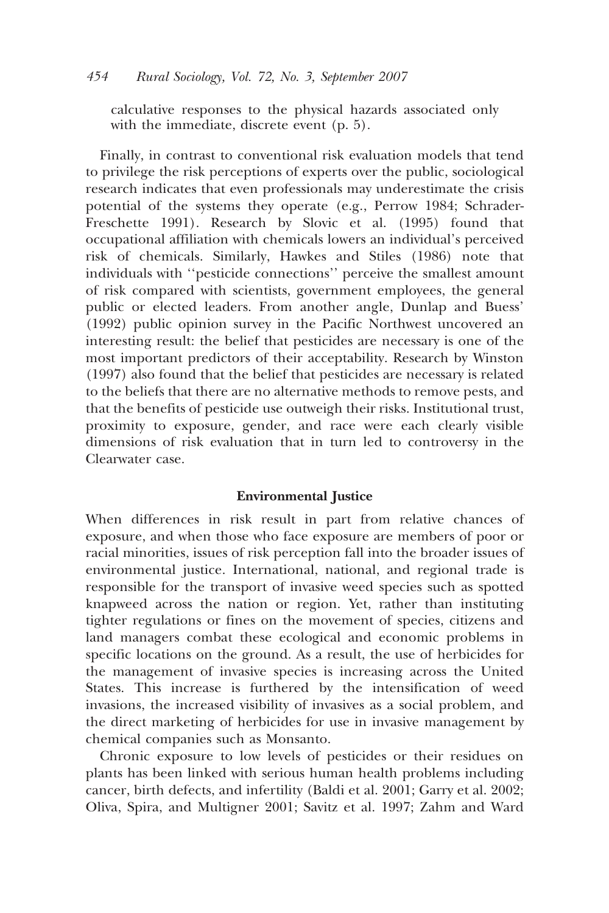calculative responses to the physical hazards associated only with the immediate, discrete event (p. 5).

Finally, in contrast to conventional risk evaluation models that tend to privilege the risk perceptions of experts over the public, sociological research indicates that even professionals may underestimate the crisis potential of the systems they operate (e.g., Perrow 1984; Schrader-Freschette 1991). Research by Slovic et al. (1995) found that occupational affiliation with chemicals lowers an individual's perceived risk of chemicals. Similarly, Hawkes and Stiles (1986) note that individuals with ''pesticide connections'' perceive the smallest amount of risk compared with scientists, government employees, the general public or elected leaders. From another angle, Dunlap and Buess' (1992) public opinion survey in the Pacific Northwest uncovered an interesting result: the belief that pesticides are necessary is one of the most important predictors of their acceptability. Research by Winston (1997) also found that the belief that pesticides are necessary is related to the beliefs that there are no alternative methods to remove pests, and that the benefits of pesticide use outweigh their risks. Institutional trust, proximity to exposure, gender, and race were each clearly visible dimensions of risk evaluation that in turn led to controversy in the Clearwater case.

## Environmental Justice

When differences in risk result in part from relative chances of exposure, and when those who face exposure are members of poor or racial minorities, issues of risk perception fall into the broader issues of environmental justice. International, national, and regional trade is responsible for the transport of invasive weed species such as spotted knapweed across the nation or region. Yet, rather than instituting tighter regulations or fines on the movement of species, citizens and land managers combat these ecological and economic problems in specific locations on the ground. As a result, the use of herbicides for the management of invasive species is increasing across the United States. This increase is furthered by the intensification of weed invasions, the increased visibility of invasives as a social problem, and the direct marketing of herbicides for use in invasive management by chemical companies such as Monsanto.

Chronic exposure to low levels of pesticides or their residues on plants has been linked with serious human health problems including cancer, birth defects, and infertility (Baldi et al. 2001; Garry et al. 2002; Oliva, Spira, and Multigner 2001; Savitz et al. 1997; Zahm and Ward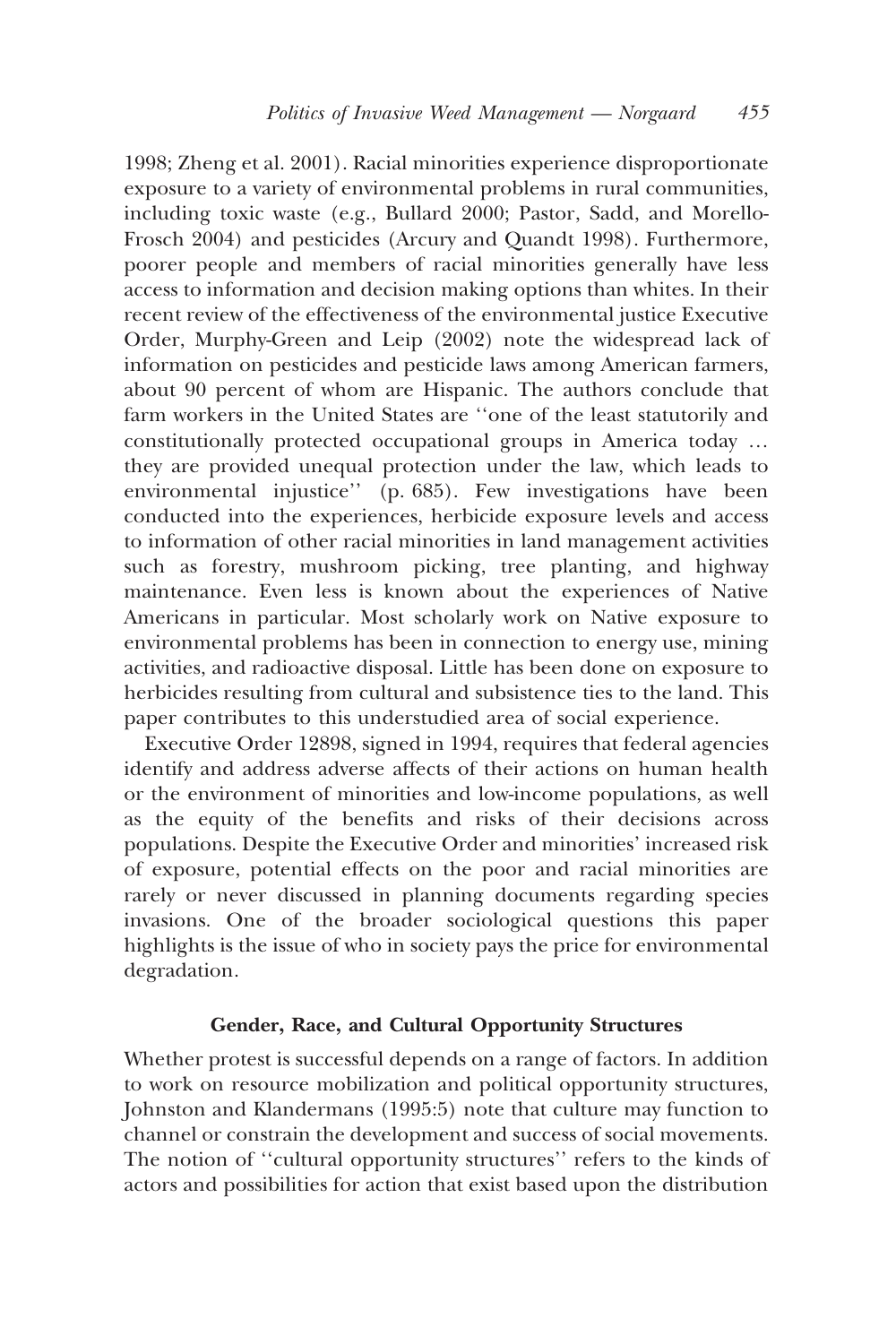1998; Zheng et al. 2001). Racial minorities experience disproportionate exposure to a variety of environmental problems in rural communities, including toxic waste (e.g., Bullard 2000; Pastor, Sadd, and Morello-Frosch 2004) and pesticides (Arcury and Quandt 1998). Furthermore, poorer people and members of racial minorities generally have less access to information and decision making options than whites. In their recent review of the effectiveness of the environmental justice Executive Order, Murphy-Green and Leip (2002) note the widespread lack of information on pesticides and pesticide laws among American farmers, about 90 percent of whom are Hispanic. The authors conclude that farm workers in the United States are ''one of the least statutorily and constitutionally protected occupational groups in America today … they are provided unequal protection under the law, which leads to environmental injustice'' (p. 685). Few investigations have been conducted into the experiences, herbicide exposure levels and access to information of other racial minorities in land management activities such as forestry, mushroom picking, tree planting, and highway maintenance. Even less is known about the experiences of Native Americans in particular. Most scholarly work on Native exposure to environmental problems has been in connection to energy use, mining activities, and radioactive disposal. Little has been done on exposure to herbicides resulting from cultural and subsistence ties to the land. This paper contributes to this understudied area of social experience.

Executive Order 12898, signed in 1994, requires that federal agencies identify and address adverse affects of their actions on human health or the environment of minorities and low-income populations, as well as the equity of the benefits and risks of their decisions across populations. Despite the Executive Order and minorities' increased risk of exposure, potential effects on the poor and racial minorities are rarely or never discussed in planning documents regarding species invasions. One of the broader sociological questions this paper highlights is the issue of who in society pays the price for environmental degradation.

## Gender, Race, and Cultural Opportunity Structures

Whether protest is successful depends on a range of factors. In addition to work on resource mobilization and political opportunity structures, Johnston and Klandermans (1995:5) note that culture may function to channel or constrain the development and success of social movements. The notion of ''cultural opportunity structures'' refers to the kinds of actors and possibilities for action that exist based upon the distribution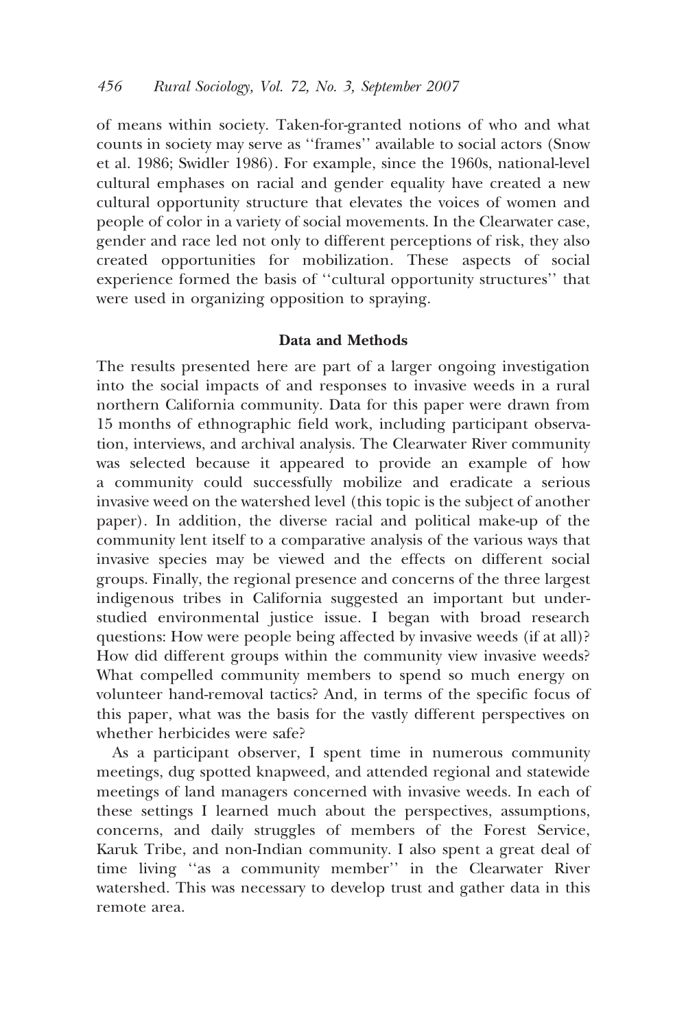of means within society. Taken-for-granted notions of who and what counts in society may serve as ''frames'' available to social actors (Snow et al. 1986; Swidler 1986). For example, since the 1960s, national-level cultural emphases on racial and gender equality have created a new cultural opportunity structure that elevates the voices of women and people of color in a variety of social movements. In the Clearwater case, gender and race led not only to different perceptions of risk, they also created opportunities for mobilization. These aspects of social experience formed the basis of ''cultural opportunity structures'' that were used in organizing opposition to spraying.

## Data and Methods

The results presented here are part of a larger ongoing investigation into the social impacts of and responses to invasive weeds in a rural northern California community. Data for this paper were drawn from 15 months of ethnographic field work, including participant observation, interviews, and archival analysis. The Clearwater River community was selected because it appeared to provide an example of how a community could successfully mobilize and eradicate a serious invasive weed on the watershed level (this topic is the subject of another paper). In addition, the diverse racial and political make-up of the community lent itself to a comparative analysis of the various ways that invasive species may be viewed and the effects on different social groups. Finally, the regional presence and concerns of the three largest indigenous tribes in California suggested an important but understudied environmental justice issue. I began with broad research questions: How were people being affected by invasive weeds (if at all)? How did different groups within the community view invasive weeds? What compelled community members to spend so much energy on volunteer hand-removal tactics? And, in terms of the specific focus of this paper, what was the basis for the vastly different perspectives on whether herbicides were safe?

As a participant observer, I spent time in numerous community meetings, dug spotted knapweed, and attended regional and statewide meetings of land managers concerned with invasive weeds. In each of these settings I learned much about the perspectives, assumptions, concerns, and daily struggles of members of the Forest Service, Karuk Tribe, and non-Indian community. I also spent a great deal of time living ''as a community member'' in the Clearwater River watershed. This was necessary to develop trust and gather data in this remote area.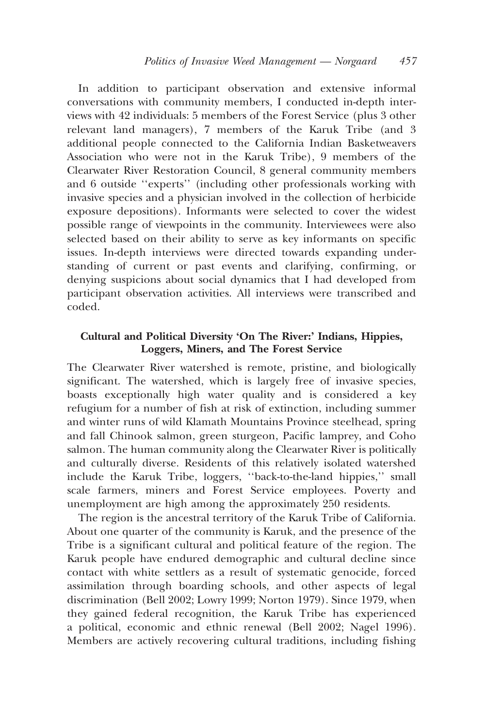In addition to participant observation and extensive informal conversations with community members, I conducted in-depth interviews with 42 individuals: 5 members of the Forest Service (plus 3 other relevant land managers), 7 members of the Karuk Tribe (and 3 additional people connected to the California Indian Basketweavers Association who were not in the Karuk Tribe), 9 members of the Clearwater River Restoration Council, 8 general community members and 6 outside ''experts'' (including other professionals working with invasive species and a physician involved in the collection of herbicide exposure depositions). Informants were selected to cover the widest possible range of viewpoints in the community. Interviewees were also selected based on their ability to serve as key informants on specific issues. In-depth interviews were directed towards expanding understanding of current or past events and clarifying, confirming, or denying suspicions about social dynamics that I had developed from participant observation activities. All interviews were transcribed and coded.

### Cultural and Political Diversity 'On The River:' Indians, Hippies, Loggers, Miners, and The Forest Service

The Clearwater River watershed is remote, pristine, and biologically significant. The watershed, which is largely free of invasive species, boasts exceptionally high water quality and is considered a key refugium for a number of fish at risk of extinction, including summer and winter runs of wild Klamath Mountains Province steelhead, spring and fall Chinook salmon, green sturgeon, Pacific lamprey, and Coho salmon. The human community along the Clearwater River is politically and culturally diverse. Residents of this relatively isolated watershed include the Karuk Tribe, loggers, ''back-to-the-land hippies,'' small scale farmers, miners and Forest Service employees. Poverty and unemployment are high among the approximately 250 residents.

The region is the ancestral territory of the Karuk Tribe of California. About one quarter of the community is Karuk, and the presence of the Tribe is a significant cultural and political feature of the region. The Karuk people have endured demographic and cultural decline since contact with white settlers as a result of systematic genocide, forced assimilation through boarding schools, and other aspects of legal discrimination (Bell 2002; Lowry 1999; Norton 1979). Since 1979, when they gained federal recognition, the Karuk Tribe has experienced a political, economic and ethnic renewal (Bell 2002; Nagel 1996). Members are actively recovering cultural traditions, including fishing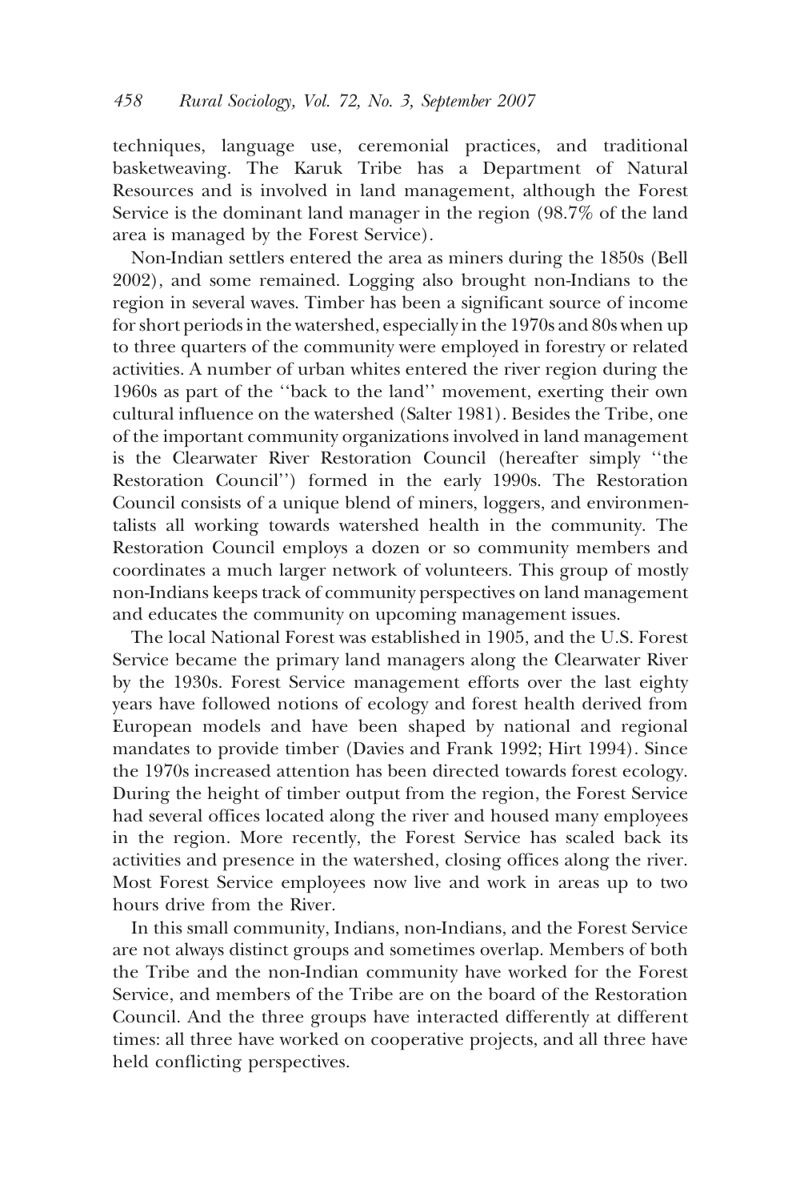techniques, language use, ceremonial practices, and traditional basketweaving. The Karuk Tribe has a Department of Natural Resources and is involved in land management, although the Forest Service is the dominant land manager in the region (98.7% of the land area is managed by the Forest Service).

Non-Indian settlers entered the area as miners during the 1850s (Bell 2002), and some remained. Logging also brought non-Indians to the region in several waves. Timber has been a significant source of income for short periods in the watershed, especially in the 1970s and 80s when up to three quarters of the community were employed in forestry or related activities. A number of urban whites entered the river region during the 1960s as part of the ''back to the land'' movement, exerting their own cultural influence on the watershed (Salter 1981). Besides the Tribe, one of the important community organizations involved in land management is the Clearwater River Restoration Council (hereafter simply ''the Restoration Council'') formed in the early 1990s. The Restoration Council consists of a unique blend of miners, loggers, and environmentalists all working towards watershed health in the community. The Restoration Council employs a dozen or so community members and coordinates a much larger network of volunteers. This group of mostly non-Indians keeps track of community perspectives on land management and educates the community on upcoming management issues.

The local National Forest was established in 1905, and the U.S. Forest Service became the primary land managers along the Clearwater River by the 1930s. Forest Service management efforts over the last eighty years have followed notions of ecology and forest health derived from European models and have been shaped by national and regional mandates to provide timber (Davies and Frank 1992; Hirt 1994). Since the 1970s increased attention has been directed towards forest ecology. During the height of timber output from the region, the Forest Service had several offices located along the river and housed many employees in the region. More recently, the Forest Service has scaled back its activities and presence in the watershed, closing offices along the river. Most Forest Service employees now live and work in areas up to two hours drive from the River.

In this small community, Indians, non-Indians, and the Forest Service are not always distinct groups and sometimes overlap. Members of both the Tribe and the non-Indian community have worked for the Forest Service, and members of the Tribe are on the board of the Restoration Council. And the three groups have interacted differently at different times: all three have worked on cooperative projects, and all three have held conflicting perspectives.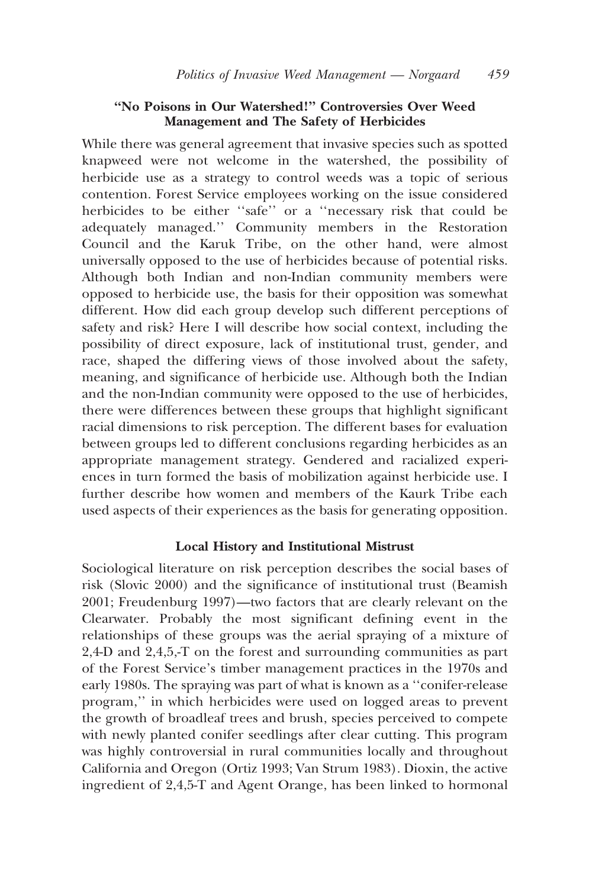### "No Poisons in Our Watershed!" Controversies Over Weed Management and The Safety of Herbicides

While there was general agreement that invasive species such as spotted knapweed were not welcome in the watershed, the possibility of herbicide use as a strategy to control weeds was a topic of serious contention. Forest Service employees working on the issue considered herbicides to be either ''safe'' or a ''necessary risk that could be adequately managed.'' Community members in the Restoration Council and the Karuk Tribe, on the other hand, were almost universally opposed to the use of herbicides because of potential risks. Although both Indian and non-Indian community members were opposed to herbicide use, the basis for their opposition was somewhat different. How did each group develop such different perceptions of safety and risk? Here I will describe how social context, including the possibility of direct exposure, lack of institutional trust, gender, and race, shaped the differing views of those involved about the safety, meaning, and significance of herbicide use. Although both the Indian and the non-Indian community were opposed to the use of herbicides, there were differences between these groups that highlight significant racial dimensions to risk perception. The different bases for evaluation between groups led to different conclusions regarding herbicides as an appropriate management strategy. Gendered and racialized experiences in turn formed the basis of mobilization against herbicide use. I further describe how women and members of the Kaurk Tribe each used aspects of their experiences as the basis for generating opposition.

### Local History and Institutional Mistrust

Sociological literature on risk perception describes the social bases of risk (Slovic 2000) and the significance of institutional trust (Beamish 2001; Freudenburg 1997)—two factors that are clearly relevant on the Clearwater. Probably the most significant defining event in the relationships of these groups was the aerial spraying of a mixture of 2,4-D and 2,4,5,-T on the forest and surrounding communities as part of the Forest Service's timber management practices in the 1970s and early 1980s. The spraying was part of what is known as a ''conifer-release program,'' in which herbicides were used on logged areas to prevent the growth of broadleaf trees and brush, species perceived to compete with newly planted conifer seedlings after clear cutting. This program was highly controversial in rural communities locally and throughout California and Oregon (Ortiz 1993; Van Strum 1983). Dioxin, the active ingredient of 2,4,5-T and Agent Orange, has been linked to hormonal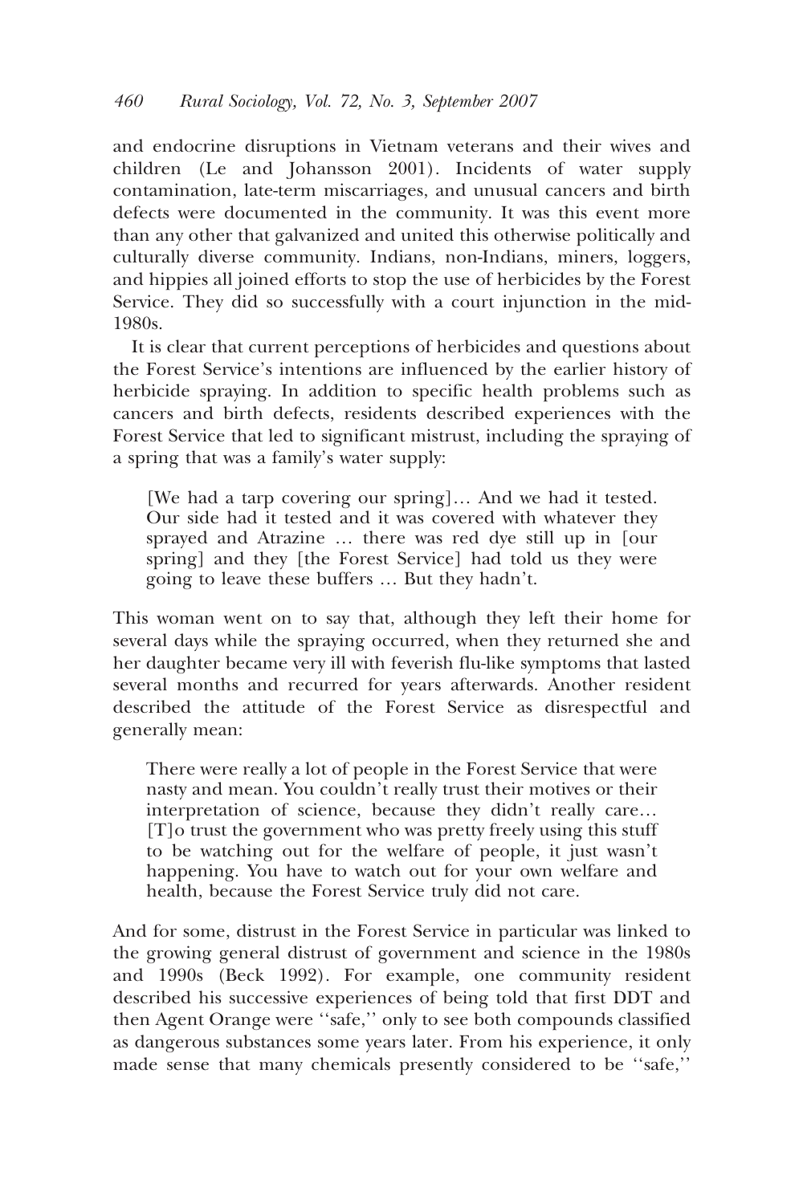and endocrine disruptions in Vietnam veterans and their wives and children (Le and Johansson 2001). Incidents of water supply contamination, late-term miscarriages, and unusual cancers and birth defects were documented in the community. It was this event more than any other that galvanized and united this otherwise politically and culturally diverse community. Indians, non-Indians, miners, loggers, and hippies all joined efforts to stop the use of herbicides by the Forest Service. They did so successfully with a court injunction in the mid-1980s.

It is clear that current perceptions of herbicides and questions about the Forest Service's intentions are influenced by the earlier history of herbicide spraying. In addition to specific health problems such as cancers and birth defects, residents described experiences with the Forest Service that led to significant mistrust, including the spraying of a spring that was a family's water supply:

> [We had a tarp covering our spring]… And we had it tested. Our side had it tested and it was covered with whatever they sprayed and Atrazine … there was red dye still up in [our spring] and they [the Forest Service] had told us they were going to leave these buffers … But they hadn't.

This woman went on to say that, although they left their home for several days while the spraying occurred, when they returned she and her daughter became very ill with feverish flu-like symptoms that lasted several months and recurred for years afterwards. Another resident described the attitude of the Forest Service as disrespectful and generally mean:

> There were really a lot of people in the Forest Service that were nasty and mean. You couldn't really trust their motives or their interpretation of science, because they didn't really care… [T]o trust the government who was pretty freely using this stuff to be watching out for the welfare of people, it just wasn't happening. You have to watch out for your own welfare and health, because the Forest Service truly did not care.

And for some, distrust in the Forest Service in particular was linked to the growing general distrust of government and science in the 1980s and 1990s (Beck 1992). For example, one community resident described his successive experiences of being told that first DDT and then Agent Orange were ''safe,'' only to see both compounds classified as dangerous substances some years later. From his experience, it only made sense that many chemicals presently considered to be ''safe,''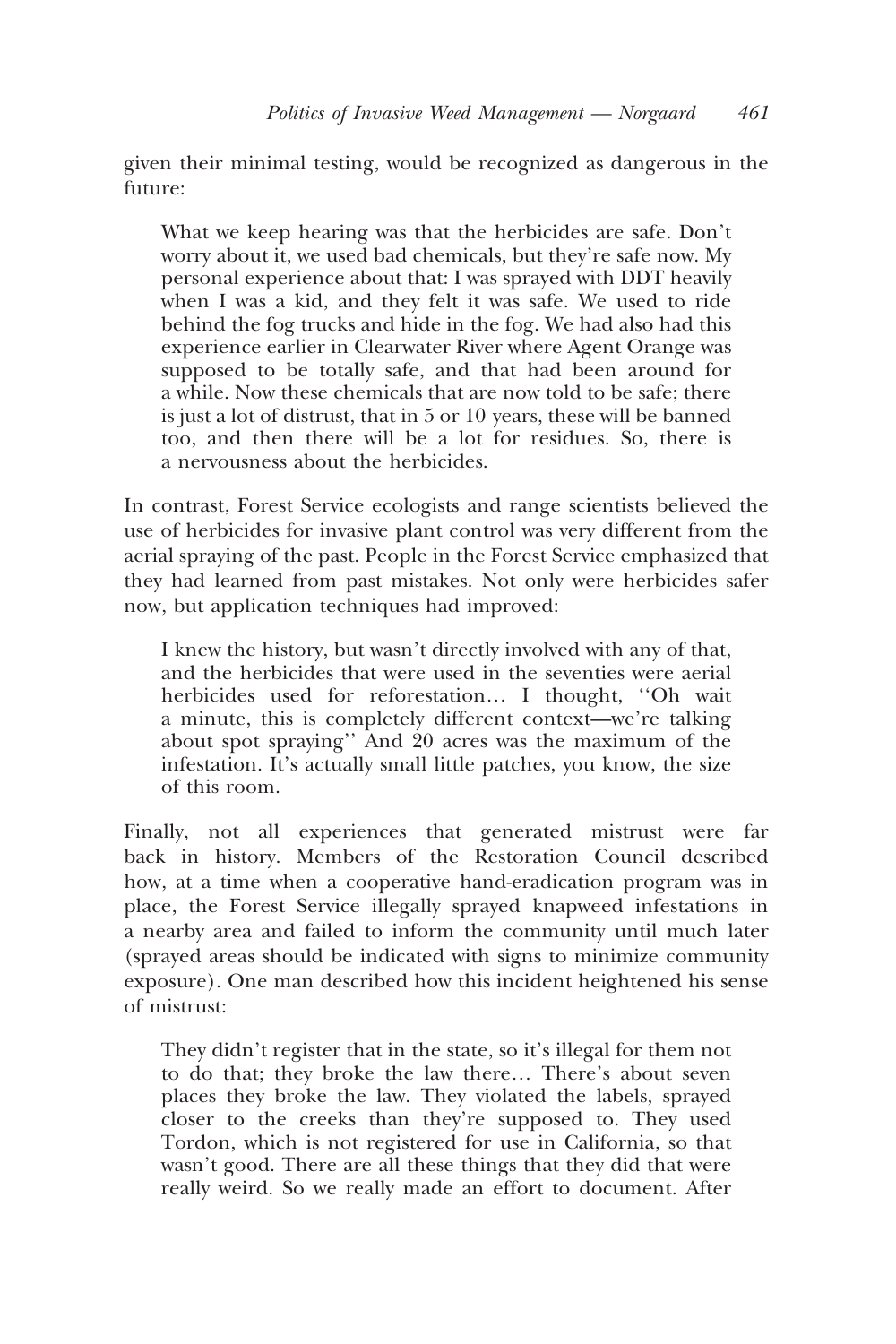given their minimal testing, would be recognized as dangerous in the future:

> What we keep hearing was that the herbicides are safe. Don't worry about it, we used bad chemicals, but they're safe now. My personal experience about that: I was sprayed with DDT heavily when I was a kid, and they felt it was safe. We used to ride behind the fog trucks and hide in the fog. We had also had this experience earlier in Clearwater River where Agent Orange was supposed to be totally safe, and that had been around for a while. Now these chemicals that are now told to be safe; there is just a lot of distrust, that in 5 or 10 years, these will be banned too, and then there will be a lot for residues. So, there is a nervousness about the herbicides.

In contrast, Forest Service ecologists and range scientists believed the use of herbicides for invasive plant control was very different from the aerial spraying of the past. People in the Forest Service emphasized that they had learned from past mistakes. Not only were herbicides safer now, but application techniques had improved:

> I knew the history, but wasn't directly involved with any of that, and the herbicides that were used in the seventies were aerial herbicides used for reforestation... I thought, ''Oh wait a minute, this is completely different context—we're talking about spot spraying'' And 20 acres was the maximum of the infestation. It's actually small little patches, you know, the size of this room.

Finally, not all experiences that generated mistrust were far back in history. Members of the Restoration Council described how, at a time when a cooperative hand-eradication program was in place, the Forest Service illegally sprayed knapweed infestations in a nearby area and failed to inform the community until much later (sprayed areas should be indicated with signs to minimize community exposure). One man described how this incident heightened his sense of mistrust:

> They didn't register that in the state, so it's illegal for them not to do that; they broke the law there... There's about seven places they broke the law. They violated the labels, sprayed closer to the creeks than they're supposed to. They used Tordon, which is not registered for use in California, so that wasn't good. There are all these things that they did that were really weird. So we really made an effort to document. After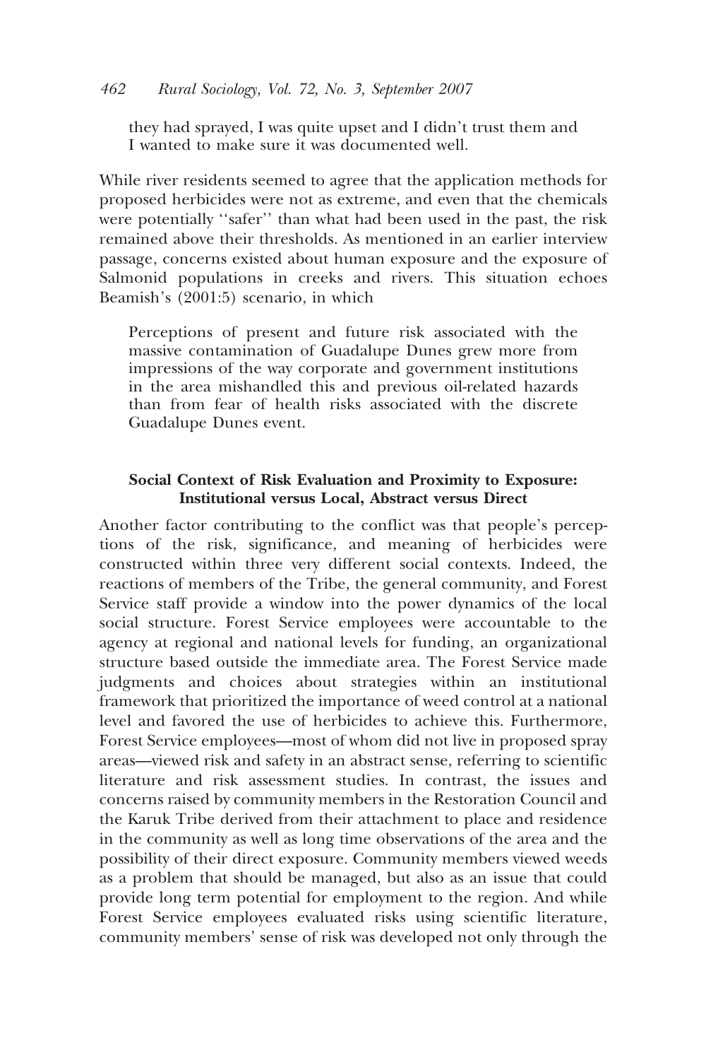> they had sprayed, I was quite upset and I didn't trust them and I wanted to make sure it was documented well.

While river residents seemed to agree that the application methods for proposed herbicides were not as extreme, and even that the chemicals were potentially ''safer'' than what had been used in the past, the risk remained above their thresholds. As mentioned in an earlier interview passage, concerns existed about human exposure and the exposure of Salmonid populations in creeks and rivers. This situation echoes Beamish's (2001:5) scenario, in which

> Perceptions of present and future risk associated with the massive contamination of Guadalupe Dunes grew more from impressions of the way corporate and government institutions in the area mishandled this and previous oil-related hazards than from fear of health risks associated with the discrete Guadalupe Dunes event.

### Social Context of Risk Evaluation and Proximity to Exposure: Institutional versus Local, Abstract versus Direct

Another factor contributing to the conflict was that people's perceptions of the risk, significance, and meaning of herbicides were constructed within three very different social contexts. Indeed, the reactions of members of the Tribe, the general community, and Forest Service staff provide a window into the power dynamics of the local social structure. Forest Service employees were accountable to the agency at regional and national levels for funding, an organizational structure based outside the immediate area. The Forest Service made judgments and choices about strategies within an institutional framework that prioritized the importance of weed control at a national level and favored the use of herbicides to achieve this. Furthermore, Forest Service employees—most of whom did not live in proposed spray areas—viewed risk and safety in an abstract sense, referring to scientific literature and risk assessment studies. In contrast, the issues and concerns raised by community members in the Restoration Council and the Karuk Tribe derived from their attachment to place and residence in the community as well as long time observations of the area and the possibility of their direct exposure. Community members viewed weeds as a problem that should be managed, but also as an issue that could provide long term potential for employment to the region. And while Forest Service employees evaluated risks using scientific literature, community members' sense of risk was developed not only through the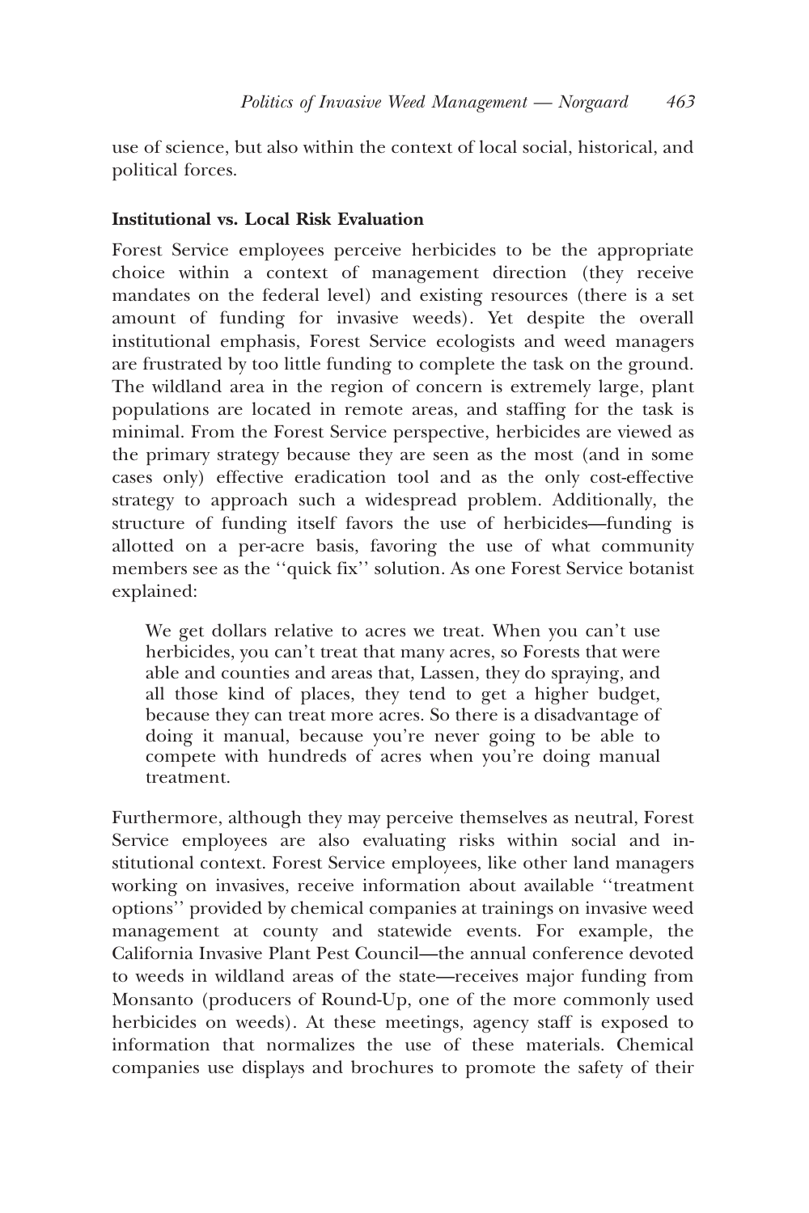use of science, but also within the context of local social, historical, and political forces.

**Institutional vs. Local Risk Evaluation**

Forest Service employees perceive herbicides to be the appropriate choice within a context of management direction (they receive mandates on the federal level) and existing resources (there is a set amount of funding for invasive weeds). Yet despite the overall institutional emphasis, Forest Service ecologists and weed managers are frustrated by too little funding to complete the task on the ground. The wildland area in the region of concern is extremely large, plant populations are located in remote areas, and staffing for the task is minimal. From the Forest Service perspective, herbicides are viewed as the primary strategy because they are seen as the most (and in some cases only) effective eradication tool and as the only cost-effective strategy to approach such a widespread problem. Additionally, the structure of funding itself favors the use of herbicides—funding is allotted on a per-acre basis, favoring the use of what community members see as the ''quick fix'' solution. As one Forest Service botanist explained:

> We get dollars relative to acres we treat. When you can't use herbicides, you can't treat that many acres, so Forests that were able and counties and areas that, Lassen, they do spraying, and all those kind of places, they tend to get a higher budget, because they can treat more acres. So there is a disadvantage of doing it manual, because you're never going to be able to compete with hundreds of acres when you're doing manual treatment.

Furthermore, although they may perceive themselves as neutral, Forest Service employees are also evaluating risks within social and institutional context. Forest Service employees, like other land managers working on invasives, receive information about available ''treatment options'' provided by chemical companies at trainings on invasive weed management at county and statewide events. For example, the California Invasive Plant Pest Council—the annual conference devoted to weeds in wildland areas of the state—receives major funding from Monsanto (producers of Round-Up, one of the more commonly used herbicides on weeds). At these meetings, agency staff is exposed to information that normalizes the use of these materials. Chemical companies use displays and brochures to promote the safety of their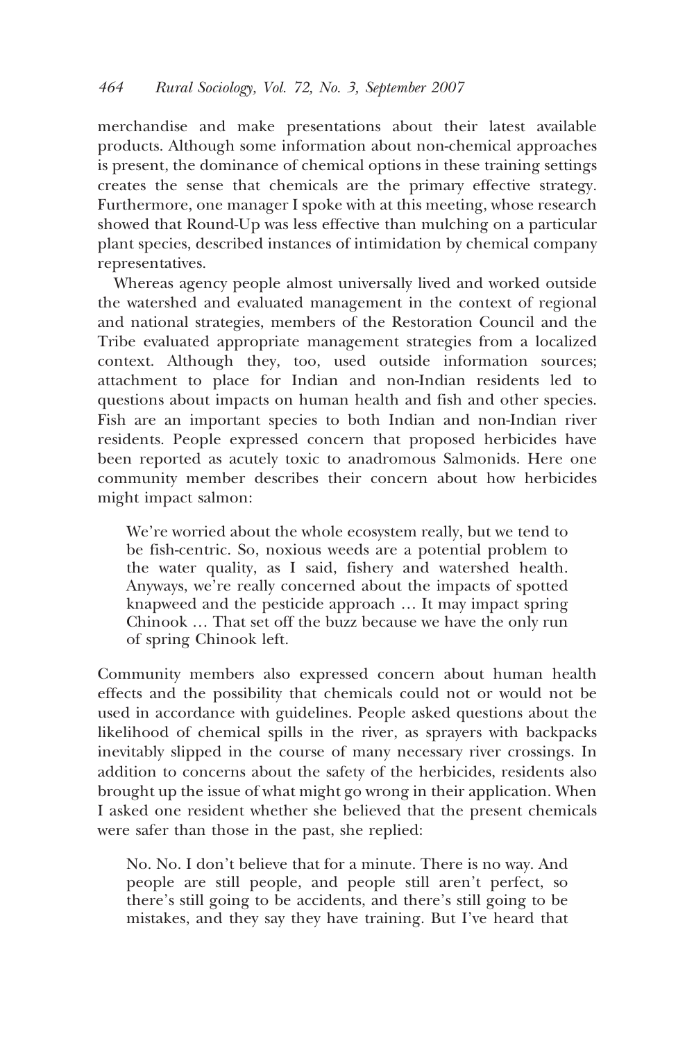merchandise and make presentations about their latest available products. Although some information about non-chemical approaches is present, the dominance of chemical options in these training settings creates the sense that chemicals are the primary effective strategy. Furthermore, one manager I spoke with at this meeting, whose research showed that Round-Up was less effective than mulching on a particular plant species, described instances of intimidation by chemical company representatives.

Whereas agency people almost universally lived and worked outside the watershed and evaluated management in the context of regional and national strategies, members of the Restoration Council and the Tribe evaluated appropriate management strategies from a localized context. Although they, too, used outside information sources; attachment to place for Indian and non-Indian residents led to questions about impacts on human health and fish and other species. Fish are an important species to both Indian and non-Indian river residents. People expressed concern that proposed herbicides have been reported as acutely toxic to anadromous Salmonids. Here one community member describes their concern about how herbicides might impact salmon:

> We're worried about the whole ecosystem really, but we tend to be fish-centric. So, noxious weeds are a potential problem to the water quality, as I said, fishery and watershed health. Anyways, we're really concerned about the impacts of spotted knapweed and the pesticide approach … It may impact spring Chinook … That set off the buzz because we have the only run of spring Chinook left.

Community members also expressed concern about human health effects and the possibility that chemicals could not or would not be used in accordance with guidelines. People asked questions about the likelihood of chemical spills in the river, as sprayers with backpacks inevitably slipped in the course of many necessary river crossings. In addition to concerns about the safety of the herbicides, residents also brought up the issue of what might go wrong in their application. When I asked one resident whether she believed that the present chemicals were safer than those in the past, she replied:

> No. No. I don't believe that for a minute. There is no way. And people are still people, and people still aren't perfect, so there's still going to be accidents, and there's still going to be mistakes, and they say they have training. But I've heard that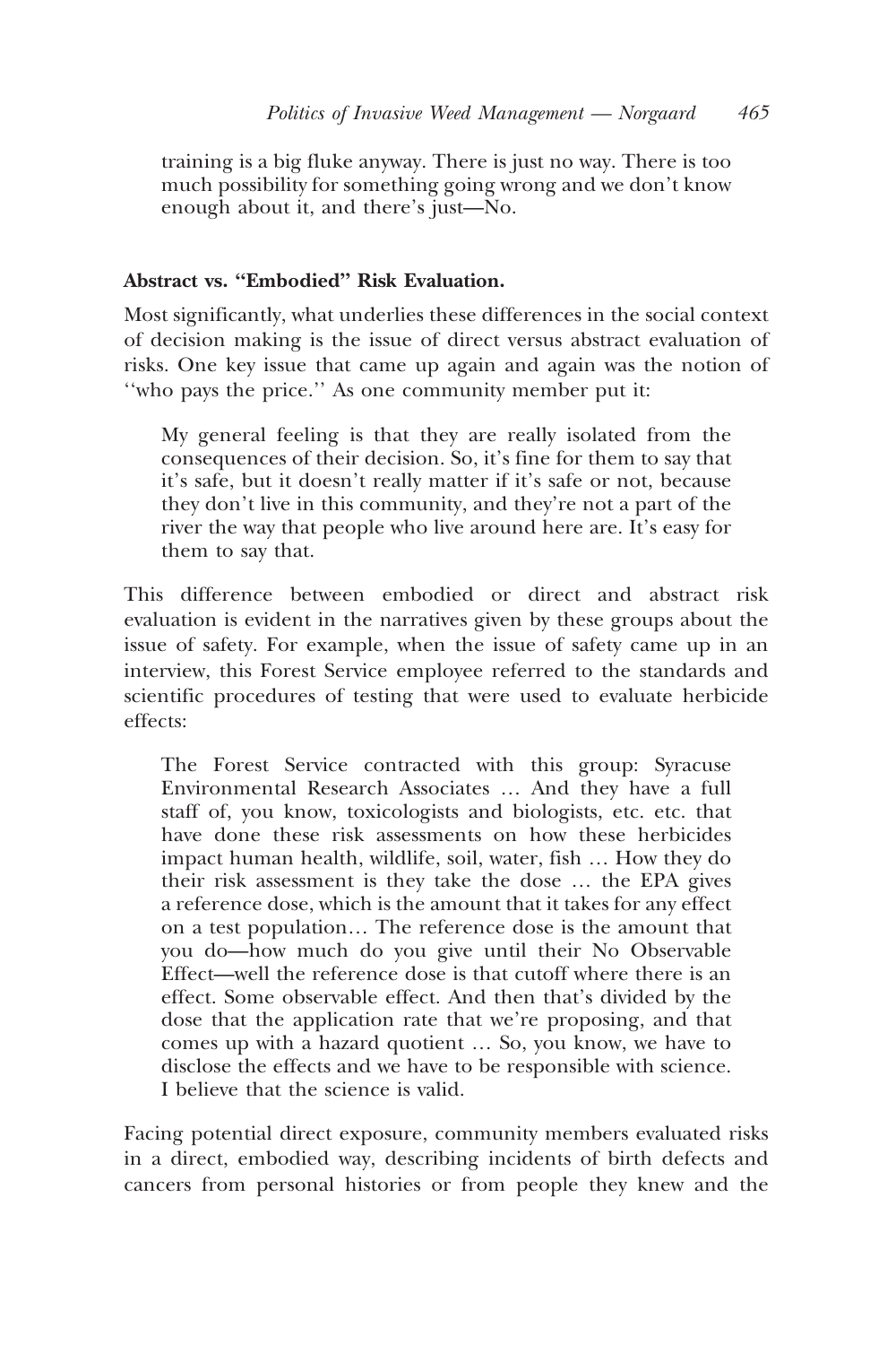> training is a big fluke anyway. There is just no way. There is too much possibility for something going wrong and we don't know enough about it, and there's just—No.

**Abstract vs. "Embodied" Risk Evaluation.**

Most significantly, what underlies these differences in the social context of decision making is the issue of direct versus abstract evaluation of risks. One key issue that came up again and again was the notion of ''who pays the price.'' As one community member put it:

> My general feeling is that they are really isolated from the consequences of their decision. So, it's fine for them to say that it's safe, but it doesn't really matter if it's safe or not, because they don't live in this community, and they're not a part of the river the way that people who live around here are. It's easy for them to say that.

This difference between embodied or direct and abstract risk evaluation is evident in the narratives given by these groups about the issue of safety. For example, when the issue of safety came up in an interview, this Forest Service employee referred to the standards and scientific procedures of testing that were used to evaluate herbicide effects:

> The Forest Service contracted with this group: Syracuse Environmental Research Associates … And they have a full staff of, you know, toxicologists and biologists, etc. etc. that have done these risk assessments on how these herbicides impact human health, wildlife, soil, water, fish … How they do their risk assessment is they take the dose … the EPA gives a reference dose, which is the amount that it takes for any effect on a test population… The reference dose is the amount that you do—how much do you give until their No Observable Effect—well the reference dose is that cutoff where there is an effect. Some observable effect. And then that's divided by the dose that the application rate that we're proposing, and that comes up with a hazard quotient … So, you know, we have to disclose the effects and we have to be responsible with science. I believe that the science is valid.

Facing potential direct exposure, community members evaluated risks in a direct, embodied way, describing incidents of birth defects and cancers from personal histories or from people they knew and the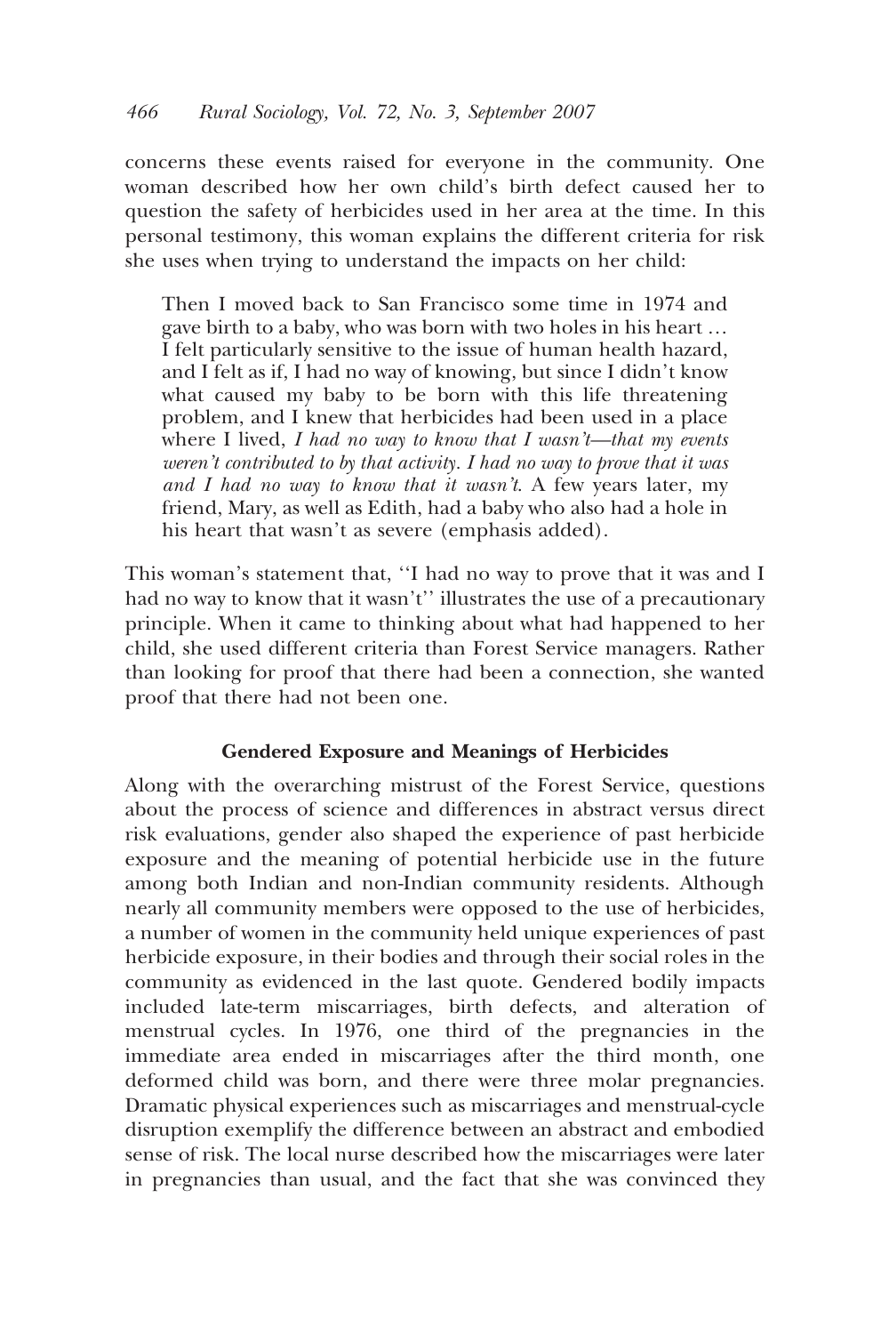concerns these events raised for everyone in the community. One woman described how her own child's birth defect caused her to question the safety of herbicides used in her area at the time. In this personal testimony, this woman explains the different criteria for risk she uses when trying to understand the impacts on her child:

> Then I moved back to San Francisco some time in 1974 and gave birth to a baby, who was born with two holes in his heart … I felt particularly sensitive to the issue of human health hazard, and I felt as if, I had no way of knowing, but since I didn't know what caused my baby to be born with this life threatening problem, and I knew that herbicides had been used in a place where I lived, *I had no way to know that I wasn't—that my events weren't contributed to by that activity. I had no way to prove that it was and I had no way to know that it wasn't*. A few years later, my friend, Mary, as well as Edith, had a baby who also had a hole in his heart that wasn't as severe (emphasis added).

This woman's statement that, ''I had no way to prove that it was and I had no way to know that it wasn't'' illustrates the use of a precautionary principle. When it came to thinking about what had happened to her child, she used different criteria than Forest Service managers. Rather than looking for proof that there had been a connection, she wanted proof that there had not been one.

### Gendered Exposure and Meanings of Herbicides

Along with the overarching mistrust of the Forest Service, questions about the process of science and differences in abstract versus direct risk evaluations, gender also shaped the experience of past herbicide exposure and the meaning of potential herbicide use in the future among both Indian and non-Indian community residents. Although nearly all community members were opposed to the use of herbicides, a number of women in the community held unique experiences of past herbicide exposure, in their bodies and through their social roles in the community as evidenced in the last quote. Gendered bodily impacts included late-term miscarriages, birth defects, and alteration of menstrual cycles. In 1976, one third of the pregnancies in the immediate area ended in miscarriages after the third month, one deformed child was born, and there were three molar pregnancies. Dramatic physical experiences such as miscarriages and menstrual-cycle disruption exemplify the difference between an abstract and embodied sense of risk. The local nurse described how the miscarriages were later in pregnancies than usual, and the fact that she was convinced they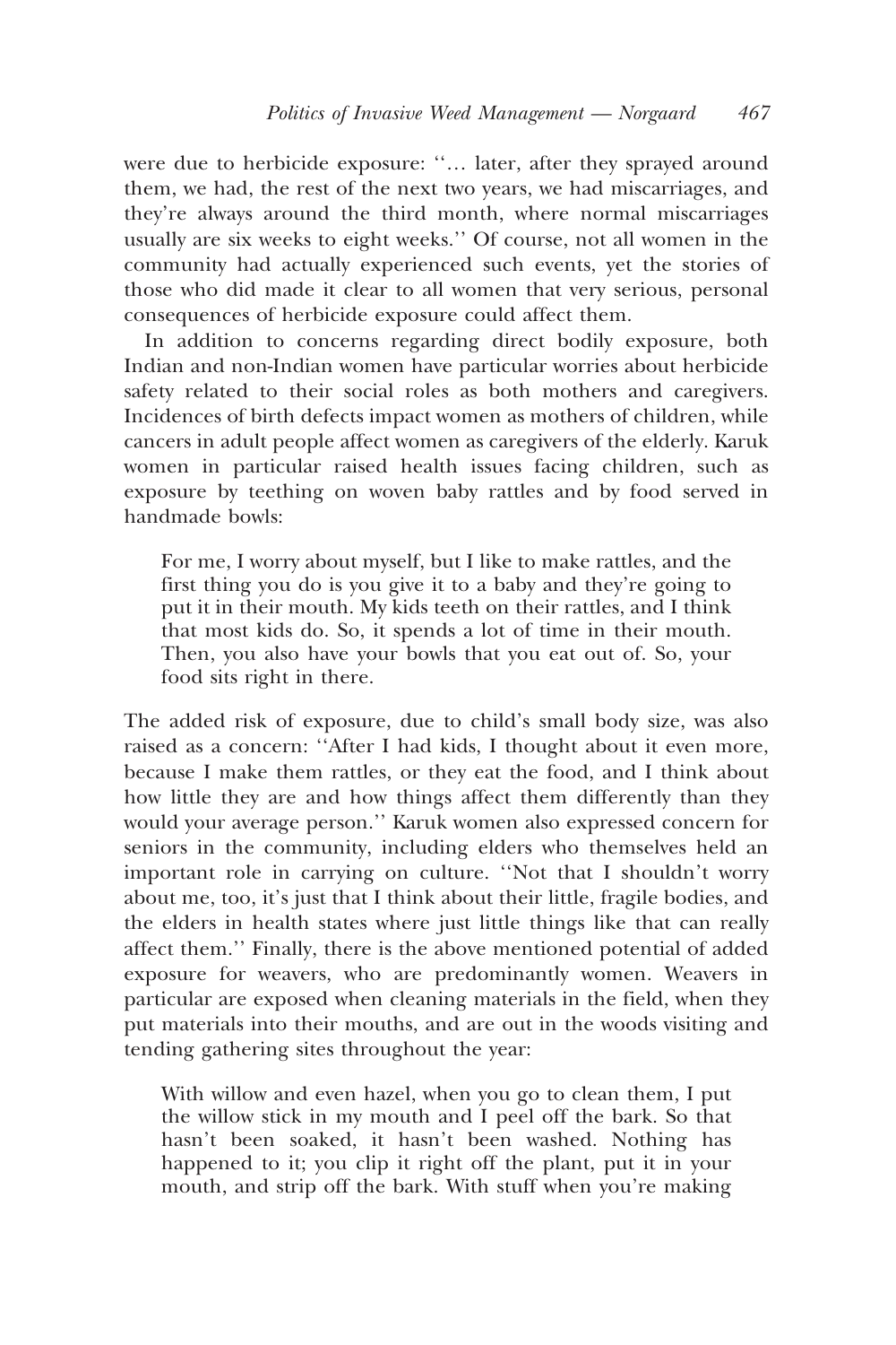were due to herbicide exposure: ''… later, after they sprayed around them, we had, the rest of the next two years, we had miscarriages, and they're always around the third month, where normal miscarriages usually are six weeks to eight weeks.'' Of course, not all women in the community had actually experienced such events, yet the stories of those who did made it clear to all women that very serious, personal consequences of herbicide exposure could affect them.

In addition to concerns regarding direct bodily exposure, both Indian and non-Indian women have particular worries about herbicide safety related to their social roles as both mothers and caregivers. Incidences of birth defects impact women as mothers of children, while cancers in adult people affect women as caregivers of the elderly. Karuk women in particular raised health issues facing children, such as exposure by teething on woven baby rattles and by food served in handmade bowls:

> For me, I worry about myself, but I like to make rattles, and the first thing you do is you give it to a baby and they're going to put it in their mouth. My kids teeth on their rattles, and I think that most kids do. So, it spends a lot of time in their mouth. Then, you also have your bowls that you eat out of. So, your food sits right in there.

The added risk of exposure, due to child's small body size, was also raised as a concern: ''After I had kids, I thought about it even more, because I make them rattles, or they eat the food, and I think about how little they are and how things affect them differently than they would your average person.'' Karuk women also expressed concern for seniors in the community, including elders who themselves held an important role in carrying on culture. ''Not that I shouldn't worry about me, too, it's just that I think about their little, fragile bodies, and the elders in health states where just little things like that can really affect them.'' Finally, there is the above mentioned potential of added exposure for weavers, who are predominantly women. Weavers in particular are exposed when cleaning materials in the field, when they put materials into their mouths, and are out in the woods visiting and tending gathering sites throughout the year:

> With willow and even hazel, when you go to clean them, I put the willow stick in my mouth and I peel off the bark. So that hasn't been soaked, it hasn't been washed. Nothing has happened to it; you clip it right off the plant, put it in your mouth, and strip off the bark. With stuff when you're making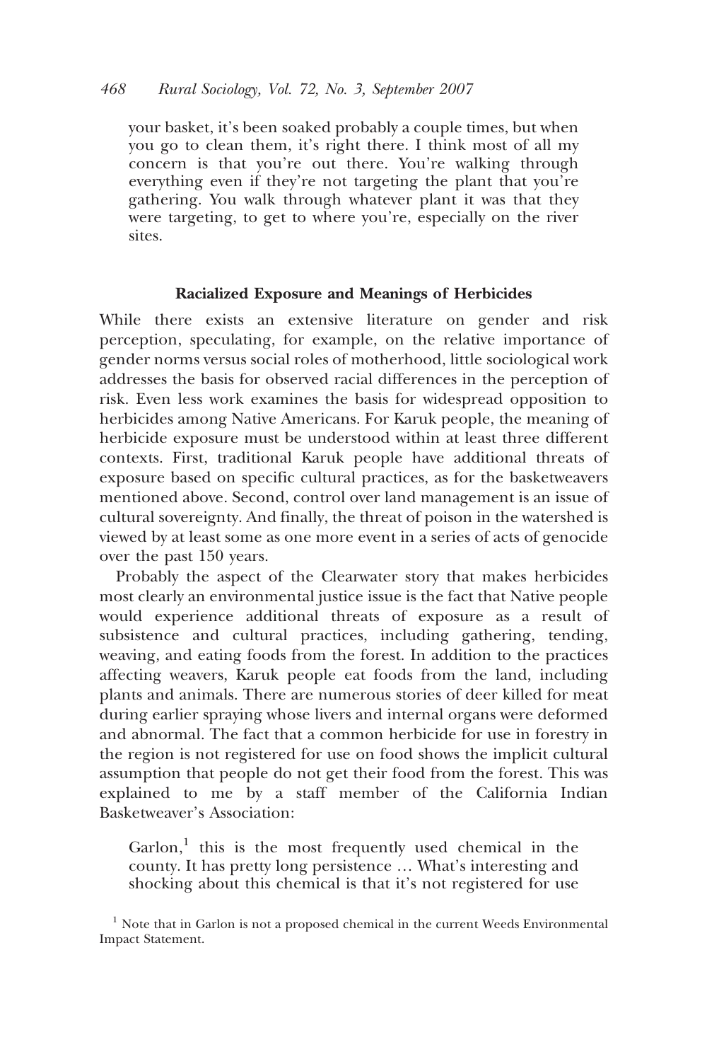> your basket, it's been soaked probably a couple times, but when you go to clean them, it's right there. I think most of all my concern is that you're out there. You're walking through everything even if they're not targeting the plant that you're gathering. You walk through whatever plant it was that they were targeting, to get to where you're, especially on the river sites.

### Racialized Exposure and Meanings of Herbicides

While there exists an extensive literature on gender and risk perception, speculating, for example, on the relative importance of gender norms versus social roles of motherhood, little sociological work addresses the basis for observed racial differences in the perception of risk. Even less work examines the basis for widespread opposition to herbicides among Native Americans. For Karuk people, the meaning of herbicide exposure must be understood within at least three different contexts. First, traditional Karuk people have additional threats of exposure based on specific cultural practices, as for the basketweavers mentioned above. Second, control over land management is an issue of cultural sovereignty. And finally, the threat of poison in the watershed is viewed by at least some as one more event in a series of acts of genocide over the past 150 years.

Probably the aspect of the Clearwater story that makes herbicides most clearly an environmental justice issue is the fact that Native people would experience additional threats of exposure as a result of subsistence and cultural practices, including gathering, tending, weaving, and eating foods from the forest. In addition to the practices affecting weavers, Karuk people eat foods from the land, including plants and animals. There are numerous stories of deer killed for meat during earlier spraying whose livers and internal organs were deformed and abnormal. The fact that a common herbicide for use in forestry in the region is not registered for use on food shows the implicit cultural assumption that people do not get their food from the forest. This was explained to me by a staff member of the California Indian Basketweaver's Association:

> Garlon,[1] this is the most frequently used chemical in the county. It has pretty long persistence … What's interesting and shocking about this chemical is that it's not registered for use

[1] Note that in Garlon is not a proposed chemical in the current Weeds Environmental Impact Statement.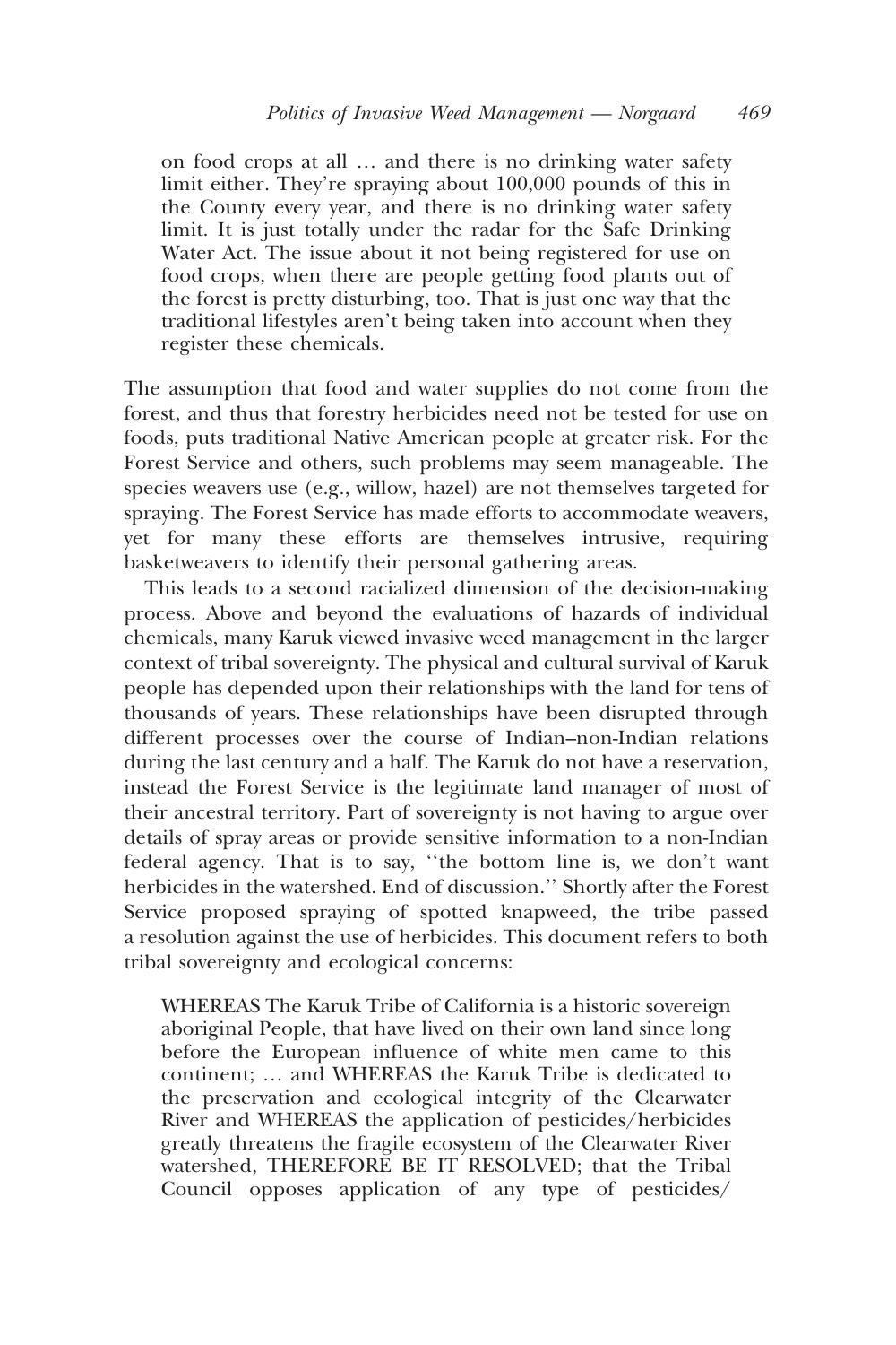> on food crops at all … and there is no drinking water safety limit either. They're spraying about 100,000 pounds of this in the County every year, and there is no drinking water safety limit. It is just totally under the radar for the Safe Drinking Water Act. The issue about it not being registered for use on food crops, when there are people getting food plants out of the forest is pretty disturbing, too. That is just one way that the traditional lifestyles aren't being taken into account when they register these chemicals.

The assumption that food and water supplies do not come from the forest, and thus that forestry herbicides need not be tested for use on foods, puts traditional Native American people at greater risk. For the Forest Service and others, such problems may seem manageable. The species weavers use (e.g., willow, hazel) are not themselves targeted for spraying. The Forest Service has made efforts to accommodate weavers, yet for many these efforts are themselves intrusive, requiring basketweavers to identify their personal gathering areas.

This leads to a second racialized dimension of the decision-making process. Above and beyond the evaluations of hazards of individual chemicals, many Karuk viewed invasive weed management in the larger context of tribal sovereignty. The physical and cultural survival of Karuk people has depended upon their relationships with the land for tens of thousands of years. These relationships have been disrupted through different processes over the course of Indian–non-Indian relations during the last century and a half. The Karuk do not have a reservation, instead the Forest Service is the legitimate land manager of most of their ancestral territory. Part of sovereignty is not having to argue over details of spray areas or provide sensitive information to a non-Indian federal agency. That is to say, ''the bottom line is, we don't want herbicides in the watershed. End of discussion.'' Shortly after the Forest Service proposed spraying of spotted knapweed, the tribe passed a resolution against the use of herbicides. This document refers to both tribal sovereignty and ecological concerns:

> WHEREAS The Karuk Tribe of California is a historic sovereign aboriginal People, that have lived on their own land since long before the European influence of white men came to this continent; … and WHEREAS the Karuk Tribe is dedicated to the preservation and ecological integrity of the Clearwater River and WHEREAS the application of pesticides/herbicides greatly threatens the fragile ecosystem of the Clearwater River watershed, THEREFORE BE IT RESOLVED; that the Tribal Council opposes application of any type of pesticides/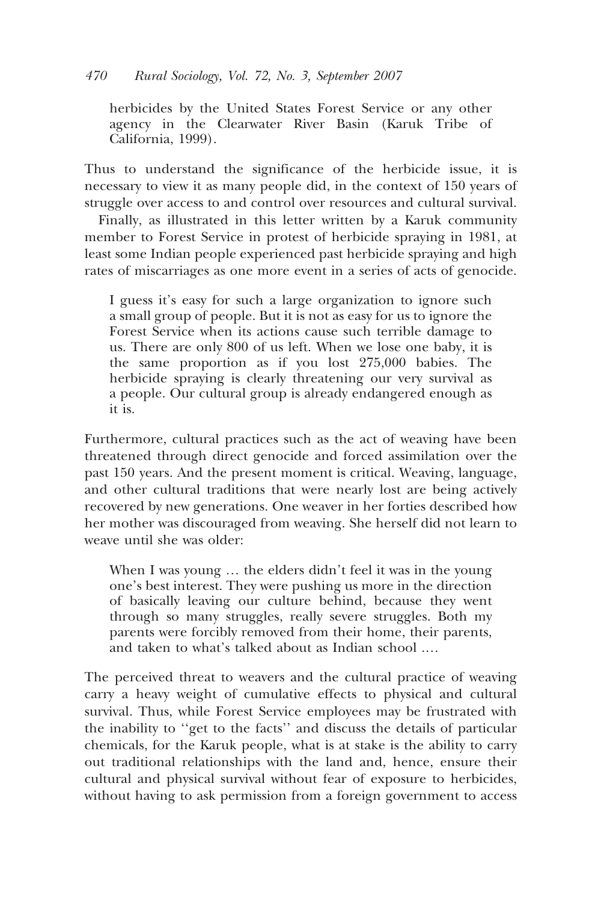> herbicides by the United States Forest Service or any other agency in the Clearwater River Basin (Karuk Tribe of California, 1999).

Thus to understand the significance of the herbicide issue, it is necessary to view it as many people did, in the context of 150 years of struggle over access to and control over resources and cultural survival.

Finally, as illustrated in this letter written by a Karuk community member to Forest Service in protest of herbicide spraying in 1981, at least some Indian people experienced past herbicide spraying and high rates of miscarriages as one more event in a series of acts of genocide.

> I guess it's easy for such a large organization to ignore such a small group of people. But it is not as easy for us to ignore the Forest Service when its actions cause such terrible damage to us. There are only 800 of us left. When we lose one baby, it is the same proportion as if you lost 275,000 babies. The herbicide spraying is clearly threatening our very survival as a people. Our cultural group is already endangered enough as it is.

Furthermore, cultural practices such as the act of weaving have been threatened through direct genocide and forced assimilation over the past 150 years. And the present moment is critical. Weaving, language, and other cultural traditions that were nearly lost are being actively recovered by new generations. One weaver in her forties described how her mother was discouraged from weaving. She herself did not learn to weave until she was older:

> When I was young … the elders didn't feel it was in the young one's best interest. They were pushing us more in the direction of basically leaving our culture behind, because they went through so many struggles, really severe struggles. Both my parents were forcibly removed from their home, their parents, and taken to what's talked about as Indian school ….

The perceived threat to weavers and the cultural practice of weaving carry a heavy weight of cumulative effects to physical and cultural survival. Thus, while Forest Service employees may be frustrated with the inability to ''get to the facts'' and discuss the details of particular chemicals, for the Karuk people, what is at stake is the ability to carry out traditional relationships with the land and, hence, ensure their cultural and physical survival without fear of exposure to herbicides, without having to ask permission from a foreign government to access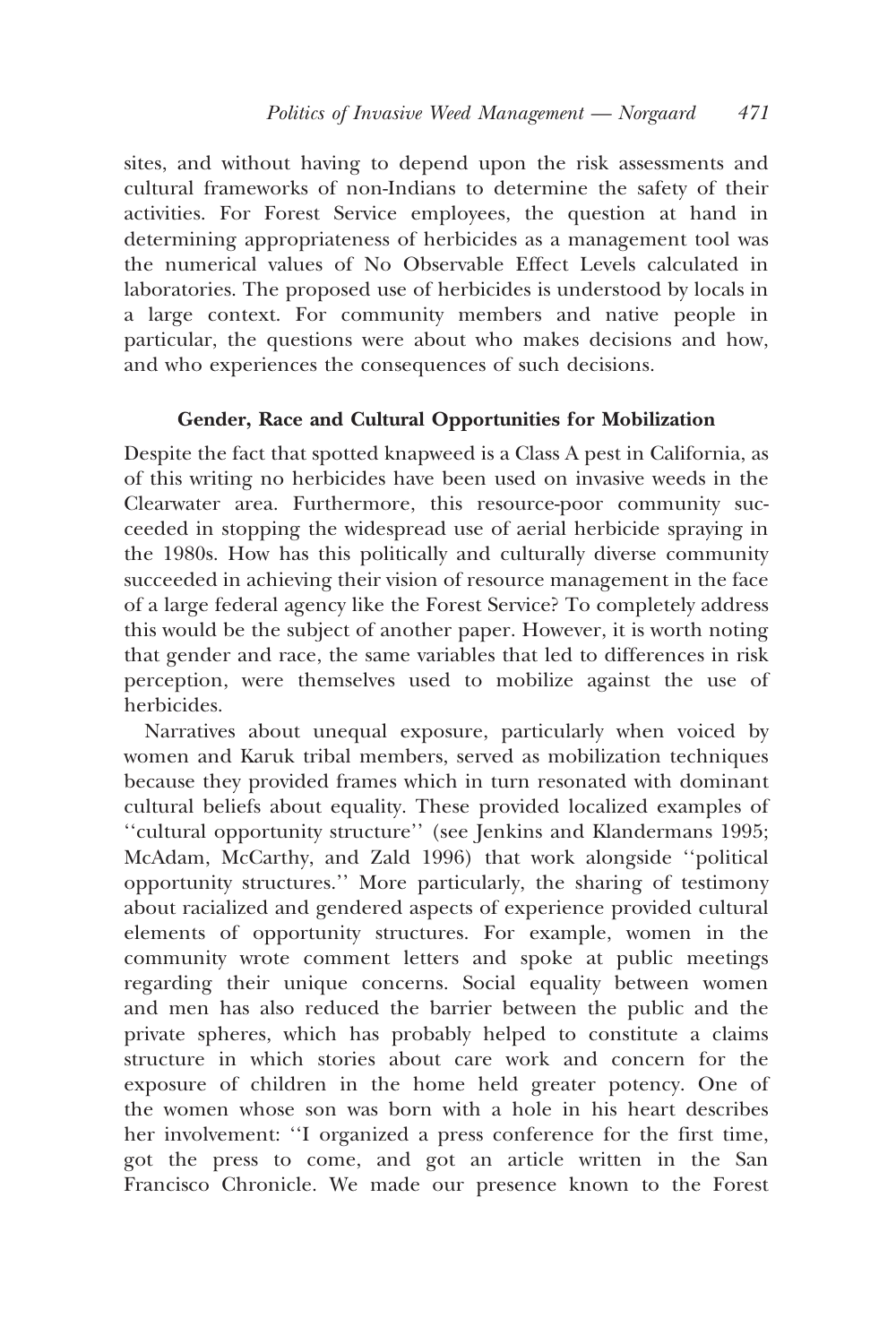sites, and without having to depend upon the risk assessments and cultural frameworks of non-Indians to determine the safety of their activities. For Forest Service employees, the question at hand in determining appropriateness of herbicides as a management tool was the numerical values of No Observable Effect Levels calculated in laboratories. The proposed use of herbicides is understood by locals in a large context. For community members and native people in particular, the questions were about who makes decisions and how, and who experiences the consequences of such decisions.

### Gender, Race and Cultural Opportunities for Mobilization

Despite the fact that spotted knapweed is a Class A pest in California, as of this writing no herbicides have been used on invasive weeds in the Clearwater area. Furthermore, this resource-poor community succeeded in stopping the widespread use of aerial herbicide spraying in the 1980s. How has this politically and culturally diverse community succeeded in achieving their vision of resource management in the face of a large federal agency like the Forest Service? To completely address this would be the subject of another paper. However, it is worth noting that gender and race, the same variables that led to differences in risk perception, were themselves used to mobilize against the use of herbicides.

Narratives about unequal exposure, particularly when voiced by women and Karuk tribal members, served as mobilization techniques because they provided frames which in turn resonated with dominant cultural beliefs about equality. These provided localized examples of ''cultural opportunity structure'' (see Jenkins and Klandermans 1995; McAdam, McCarthy, and Zald 1996) that work alongside ''political opportunity structures.'' More particularly, the sharing of testimony about racialized and gendered aspects of experience provided cultural elements of opportunity structures. For example, women in the community wrote comment letters and spoke at public meetings regarding their unique concerns. Social equality between women and men has also reduced the barrier between the public and the private spheres, which has probably helped to constitute a claims structure in which stories about care work and concern for the exposure of children in the home held greater potency. One of the women whose son was born with a hole in his heart describes her involvement: ''I organized a press conference for the first time, got the press to come, and got an article written in the San Francisco Chronicle. We made our presence known to the Forest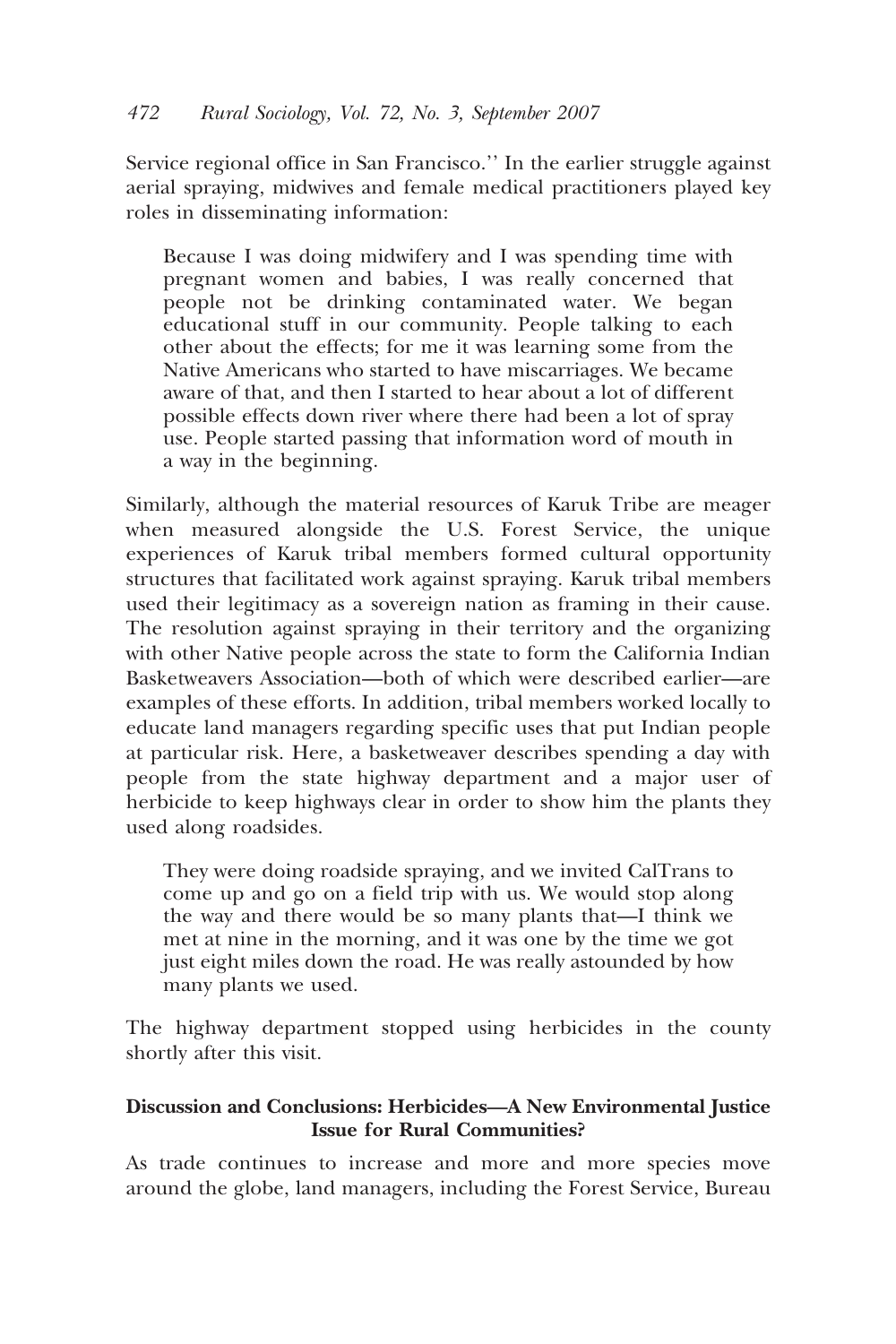Service regional office in San Francisco.'' In the earlier struggle against aerial spraying, midwives and female medical practitioners played key roles in disseminating information:

> Because I was doing midwifery and I was spending time with pregnant women and babies, I was really concerned that people not be drinking contaminated water. We began educational stuff in our community. People talking to each other about the effects; for me it was learning some from the Native Americans who started to have miscarriages. We became aware of that, and then I started to hear about a lot of different possible effects down river where there had been a lot of spray use. People started passing that information word of mouth in a way in the beginning.

Similarly, although the material resources of Karuk Tribe are meager when measured alongside the U.S. Forest Service, the unique experiences of Karuk tribal members formed cultural opportunity structures that facilitated work against spraying. Karuk tribal members used their legitimacy as a sovereign nation as framing in their cause. The resolution against spraying in their territory and the organizing with other Native people across the state to form the California Indian Basketweavers Association—both of which were described earlier—are examples of these efforts. In addition, tribal members worked locally to educate land managers regarding specific uses that put Indian people at particular risk. Here, a basketweaver describes spending a day with people from the state highway department and a major user of herbicide to keep highways clear in order to show him the plants they used along roadsides.

> They were doing roadside spraying, and we invited CalTrans to come up and go on a field trip with us. We would stop along the way and there would be so many plants that—I think we met at nine in the morning, and it was one by the time we got just eight miles down the road. He was really astounded by how many plants we used.

The highway department stopped using herbicides in the county shortly after this visit.

## Discussion and Conclusions: Herbicides—A New Environmental Justice Issue for Rural Communities?

As trade continues to increase and more and more species move around the globe, land managers, including the Forest Service, Bureau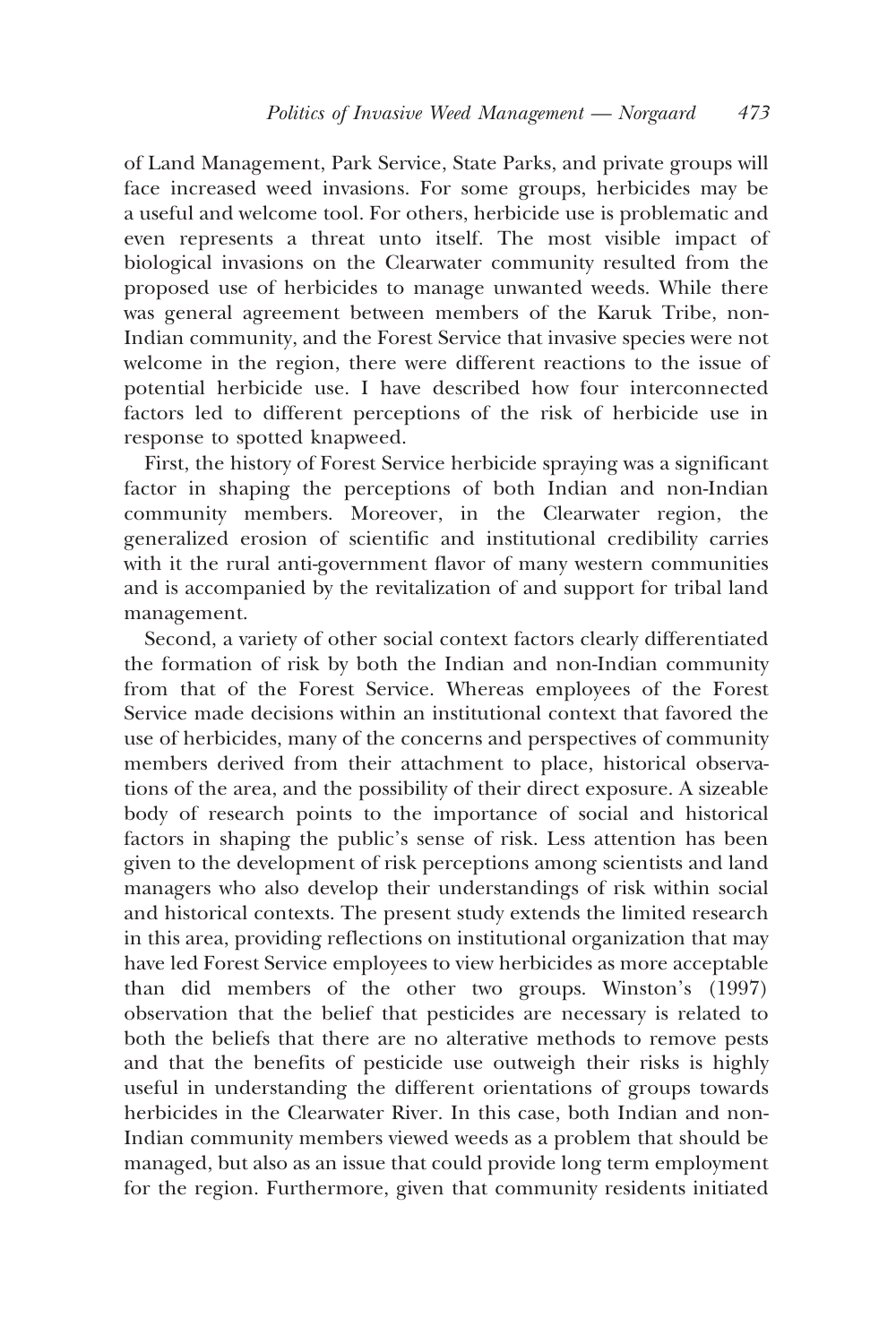of Land Management, Park Service, State Parks, and private groups will face increased weed invasions. For some groups, herbicides may be a useful and welcome tool. For others, herbicide use is problematic and even represents a threat unto itself. The most visible impact of biological invasions on the Clearwater community resulted from the proposed use of herbicides to manage unwanted weeds. While there was general agreement between members of the Karuk Tribe, non-Indian community, and the Forest Service that invasive species were not welcome in the region, there were different reactions to the issue of potential herbicide use. I have described how four interconnected factors led to different perceptions of the risk of herbicide use in response to spotted knapweed.

First, the history of Forest Service herbicide spraying was a significant factor in shaping the perceptions of both Indian and non-Indian community members. Moreover, in the Clearwater region, the generalized erosion of scientific and institutional credibility carries with it the rural anti-government flavor of many western communities and is accompanied by the revitalization of and support for tribal land management.

Second, a variety of other social context factors clearly differentiated the formation of risk by both the Indian and non-Indian community from that of the Forest Service. Whereas employees of the Forest Service made decisions within an institutional context that favored the use of herbicides, many of the concerns and perspectives of community members derived from their attachment to place, historical observations of the area, and the possibility of their direct exposure. A sizeable body of research points to the importance of social and historical factors in shaping the public's sense of risk. Less attention has been given to the development of risk perceptions among scientists and land managers who also develop their understandings of risk within social and historical contexts. The present study extends the limited research in this area, providing reflections on institutional organization that may have led Forest Service employees to view herbicides as more acceptable than did members of the other two groups. Winston's (1997) observation that the belief that pesticides are necessary is related to both the beliefs that there are no alterative methods to remove pests and that the benefits of pesticide use outweigh their risks is highly useful in understanding the different orientations of groups towards herbicides in the Clearwater River. In this case, both Indian and non-Indian community members viewed weeds as a problem that should be managed, but also as an issue that could provide long term employment for the region. Furthermore, given that community residents initiated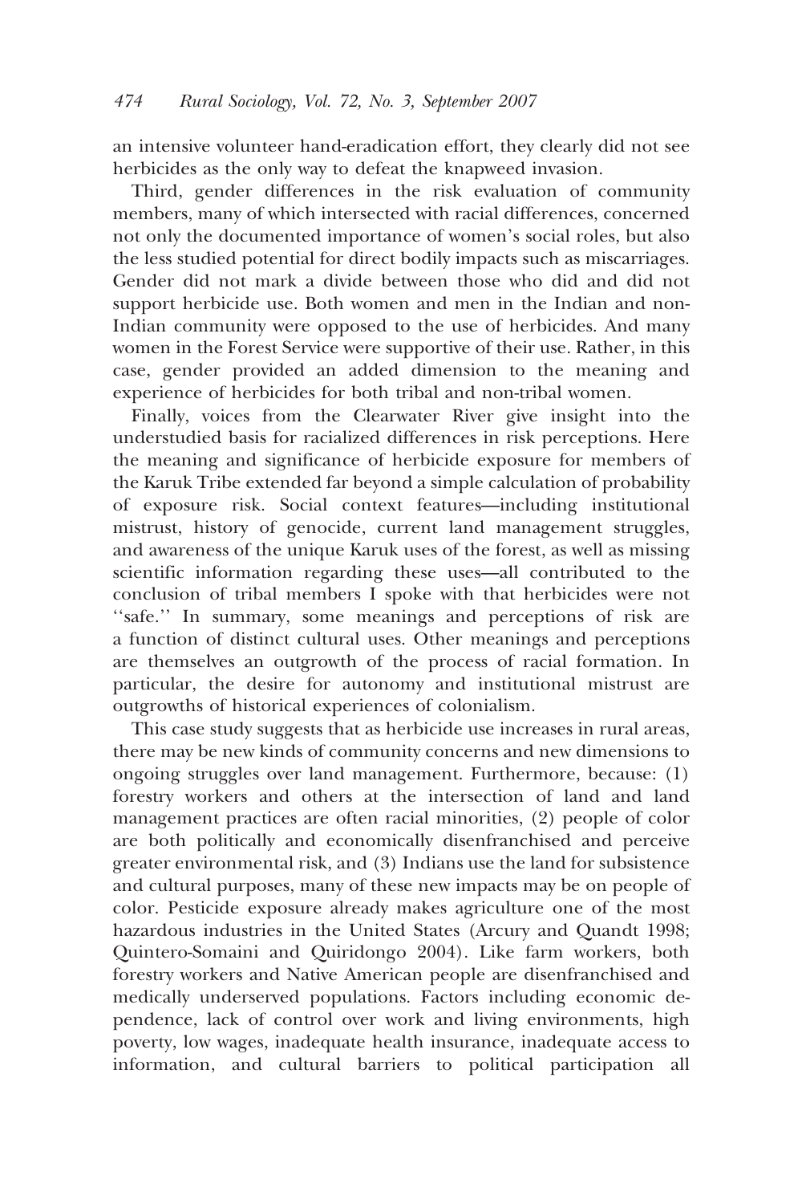an intensive volunteer hand-eradication effort, they clearly did not see herbicides as the only way to defeat the knapweed invasion.

Third, gender differences in the risk evaluation of community members, many of which intersected with racial differences, concerned not only the documented importance of women's social roles, but also the less studied potential for direct bodily impacts such as miscarriages. Gender did not mark a divide between those who did and did not support herbicide use. Both women and men in the Indian and non-Indian community were opposed to the use of herbicides. And many women in the Forest Service were supportive of their use. Rather, in this case, gender provided an added dimension to the meaning and experience of herbicides for both tribal and non-tribal women.

Finally, voices from the Clearwater River give insight into the understudied basis for racialized differences in risk perceptions. Here the meaning and significance of herbicide exposure for members of the Karuk Tribe extended far beyond a simple calculation of probability of exposure risk. Social context features—including institutional mistrust, history of genocide, current land management struggles, and awareness of the unique Karuk uses of the forest, as well as missing scientific information regarding these uses—all contributed to the conclusion of tribal members I spoke with that herbicides were not ''safe.'' In summary, some meanings and perceptions of risk are a function of distinct cultural uses. Other meanings and perceptions are themselves an outgrowth of the process of racial formation. In particular, the desire for autonomy and institutional mistrust are outgrowths of historical experiences of colonialism.

This case study suggests that as herbicide use increases in rural areas, there may be new kinds of community concerns and new dimensions to ongoing struggles over land management. Furthermore, because: (1) forestry workers and others at the intersection of land and land management practices are often racial minorities, (2) people of color are both politically and economically disenfranchised and perceive greater environmental risk, and (3) Indians use the land for subsistence and cultural purposes, many of these new impacts may be on people of color. Pesticide exposure already makes agriculture one of the most hazardous industries in the United States (Arcury and Quandt 1998; Quintero-Somaini and Quiridongo 2004). Like farm workers, both forestry workers and Native American people are disenfranchised and medically underserved populations. Factors including economic dependence, lack of control over work and living environments, high poverty, low wages, inadequate health insurance, inadequate access to information, and cultural barriers to political participation all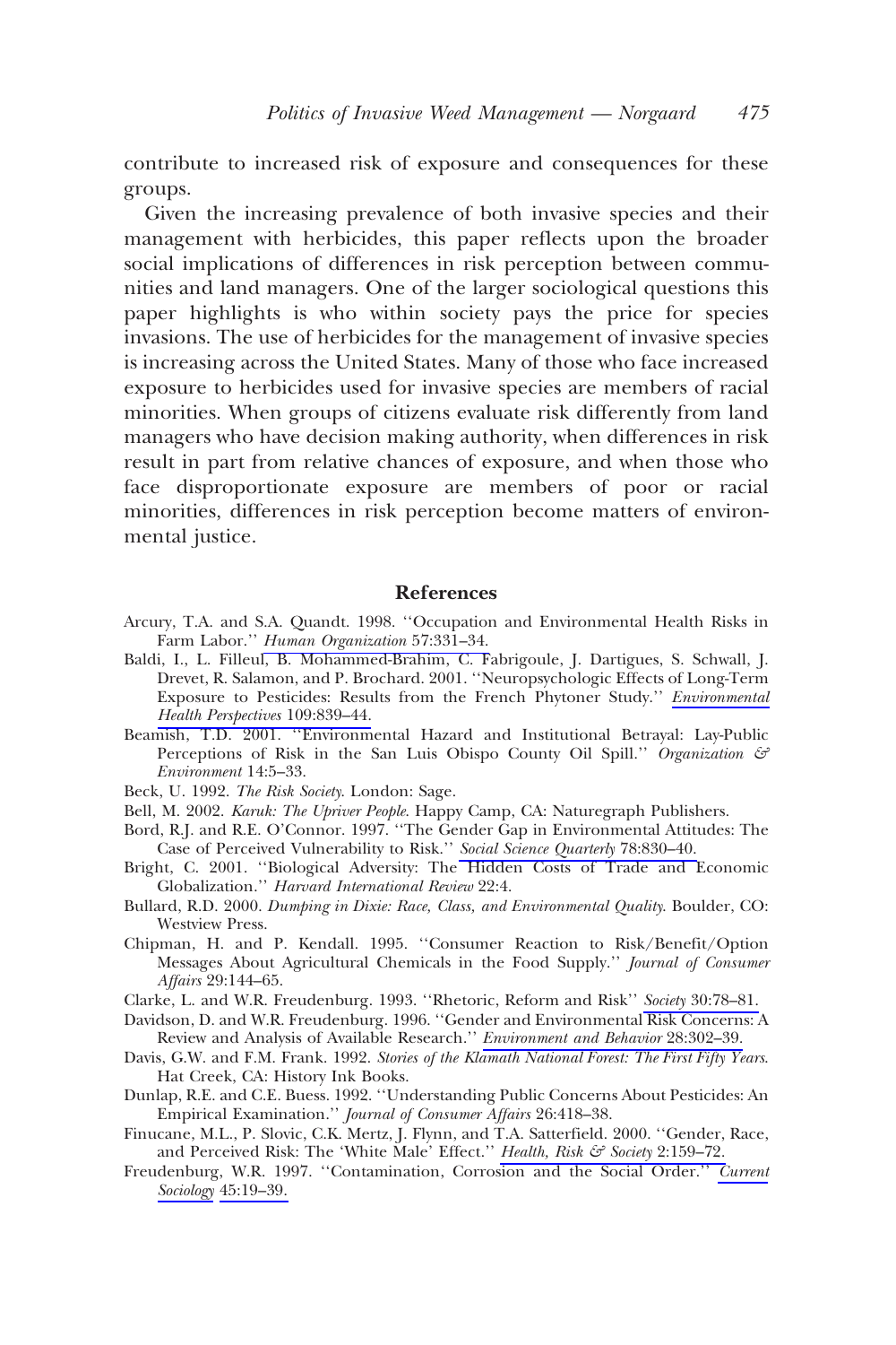contribute to increased risk of exposure and consequences for these groups.

Given the increasing prevalence of both invasive species and their management with herbicides, this paper reflects upon the broader social implications of differences in risk perception between communities and land managers. One of the larger sociological questions this paper highlights is who within society pays the price for species invasions. The use of herbicides for the management of invasive species is increasing across the United States. Many of those who face increased exposure to herbicides used for invasive species are members of racial minorities. When groups of citizens evaluate risk differently from land managers who have decision making authority, when differences in risk result in part from relative chances of exposure, and when those who face disproportionate exposure are members of poor or racial minorities, differences in risk perception become matters of environmental justice.

## References

Arcury, T.A. and S.A. Quandt. 1998. ''Occupation and Environmental Health Risks in Farm Labor.'' *Human Organization* 57:331–34.

Baldi, I., L. Filleul, B. Mohammed-Brahim, C. Fabrigoule, J. Dartigues, S. Schwall, J. Drevet, R. Salamon, and P. Brochard. 2001. ''Neuropsychologic Effects of Long-Term Exposure to Pesticides: Results from the French Phytoner Study.'' *Environmental Health Perspectives* 109:839–44.

Beamish, T.D. 2001. ''Environmental Hazard and Institutional Betrayal: Lay-Public Perceptions of Risk in the San Luis Obispo County Oil Spill.'' *Organization & Environment* 14:5–33.

Beck, U. 1992. *The Risk Society*. London: Sage.

Bell, M. 2002. *Karuk: The Upriver People*. Happy Camp, CA: Naturegraph Publishers.

Bord, R.J. and R.E. O'Connor. 1997. ''The Gender Gap in Environmental Attitudes: The Case of Perceived Vulnerability to Risk.'' *Social Science Quarterly* 78:830–40.

Bright, C. 2001. ''Biological Adversity: The Hidden Costs of Trade and Economic Globalization.'' *Harvard International Review* 22:4.

Bullard, R.D. 2000. *Dumping in Dixie: Race, Class, and Environmental Quality*. Boulder, CO: Westview Press.

Chipman, H. and P. Kendall. 1995. ''Consumer Reaction to Risk/Benefit/Option Messages About Agricultural Chemicals in the Food Supply.'' *Journal of Consumer Affairs* 29:144–65.

Clarke, L. and W.R. Freudenburg. 1993. ''Rhetoric, Reform and Risk'' *Society* 30:78–81.

Davidson, D. and W.R. Freudenburg. 1996. ''Gender and Environmental Risk Concerns: A Review and Analysis of Available Research.'' *Environment and Behavior* 28:302–39.

Davis, G.W. and F.M. Frank. 1992. *Stories of the Klamath National Forest: The First Fifty Years*. Hat Creek, CA: History Ink Books.

Dunlap, R.E. and C.E. Buess. 1992. ''Understanding Public Concerns About Pesticides: An Empirical Examination.'' *Journal of Consumer Affairs* 26:418–38.

Finucane, M.L., P. Slovic, C.K. Mertz, J. Flynn, and T.A. Satterfield. 2000. ''Gender, Race, and Perceived Risk: The 'White Male' Effect.'' *Health, Risk & Society* 2:159–72.

Freudenburg, W.R. 1997. ''Contamination, Corrosion and the Social Order.'' *Current Sociology* 45:19–39.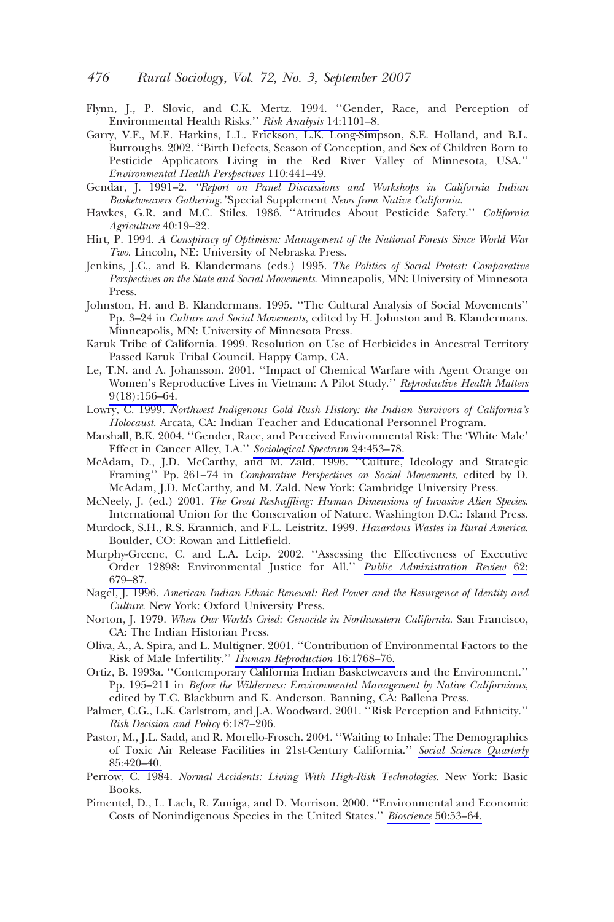Flynn, J., P. Slovic, and C.K. Mertz. 1994. ''Gender, Race, and Perception of Environmental Health Risks.'' *Risk Analysis* 14:1101–8.

Garry, V.F., M.E. Harkins, L.L. Erickson, L.K. Long-Simpson, S.E. Holland, and B.L. Burroughs. 2002. ''Birth Defects, Season of Conception, and Sex of Children Born to Pesticide Applicators Living in the Red River Valley of Minnesota, USA.'' *Environmental Health Perspectives* 110:441–49.

Gendar, J. 1991–2. *''Report on Panel Discussions and Workshops in California Indian Basketweavers Gathering.''*Special Supplement *News from Native California*.

Hawkes, G.R. and M.C. Stiles. 1986. ''Attitudes About Pesticide Safety.'' *California Agriculture* 40:19–22.

Hirt, P. 1994. *A Conspiracy of Optimism: Management of the National Forests Since World War Two*. Lincoln, NE: University of Nebraska Press.

Jenkins, J.C., and B. Klandermans (eds.) 1995. *The Politics of Social Protest: Comparative Perspectives on the State and Social Movements*. Minneapolis, MN: University of Minnesota Press.

Johnston, H. and B. Klandermans. 1995. ''The Cultural Analysis of Social Movements'' Pp. 3–24 in *Culture and Social Movements*, edited by H. Johnston and B. Klandermans. Minneapolis, MN: University of Minnesota Press.

Karuk Tribe of California. 1999. Resolution on Use of Herbicides in Ancestral Territory Passed Karuk Tribal Council. Happy Camp, CA.

Le, T.N. and A. Johansson. 2001. ''Impact of Chemical Warfare with Agent Orange on Women's Reproductive Lives in Vietnam: A Pilot Study.'' *Reproductive Health Matters* 9(18):156–64.

Lowry, C. 1999. *Northwest Indigenous Gold Rush History: the Indian Survivors of California's Holocaust*. Arcata, CA: Indian Teacher and Educational Personnel Program.

Marshall, B.K. 2004. ''Gender, Race, and Perceived Environmental Risk: The 'White Male' Effect in Cancer Alley, LA.'' *Sociological Spectrum* 24:453–78.

McAdam, D., J.D. McCarthy, and M. Zald. 1996. ''Culture, Ideology and Strategic Framing'' Pp. 261–74 in *Comparative Perspectives on Social Movements*, edited by D. McAdam, J.D. McCarthy, and M. Zald. New York: Cambridge University Press.

McNeely, J. (ed.) 2001. *The Great Reshuffling: Human Dimensions of Invasive Alien Species*. International Union for the Conservation of Nature. Washington D.C.: Island Press.

Murdock, S.H., R.S. Krannich, and F.L. Leistritz. 1999. *Hazardous Wastes in Rural America*. Boulder, CO: Rowan and Littlefield.

Murphy-Greene, C. and L.A. Leip. 2002. ''Assessing the Effectiveness of Executive Order 12898: Environmental Justice for All.'' *Public Administration Review* 62: 679–87.

Nagel, J. 1996. *American Indian Ethnic Renewal: Red Power and the Resurgence of Identity and Culture*. New York: Oxford University Press.

Norton, J. 1979. *When Our Worlds Cried: Genocide in Northwestern California*. San Francisco, CA: The Indian Historian Press.

Oliva, A., A. Spira, and L. Multigner. 2001. ''Contribution of Environmental Factors to the Risk of Male Infertility.'' *Human Reproduction* 16:1768–76.

Ortiz, B. 1993a. ''Contemporary California Indian Basketweavers and the Environment.'' Pp. 195–211 in *Before the Wilderness: Environmental Management by Native Californians*, edited by T.C. Blackburn and K. Anderson. Banning, CA: Ballena Press.

Palmer, C.G., L.K. Carlstrom, and J.A. Woodward. 2001. ''Risk Perception and Ethnicity.'' *Risk Decision and Policy* 6:187–206.

Pastor, M., J.L. Sadd, and R. Morello-Frosch. 2004. ''Waiting to Inhale: The Demographics of Toxic Air Release Facilities in 21st-Century California.'' *Social Science Quarterly* 85:420–40.

Perrow, C. 1984. *Normal Accidents: Living With High-Risk Technologies*. New York: Basic Books.

Pimentel, D., L. Lach, R. Zuniga, and D. Morrison. 2000. ''Environmental and Economic Costs of Nonindigenous Species in the United States.'' *Bioscience* 50:53–64.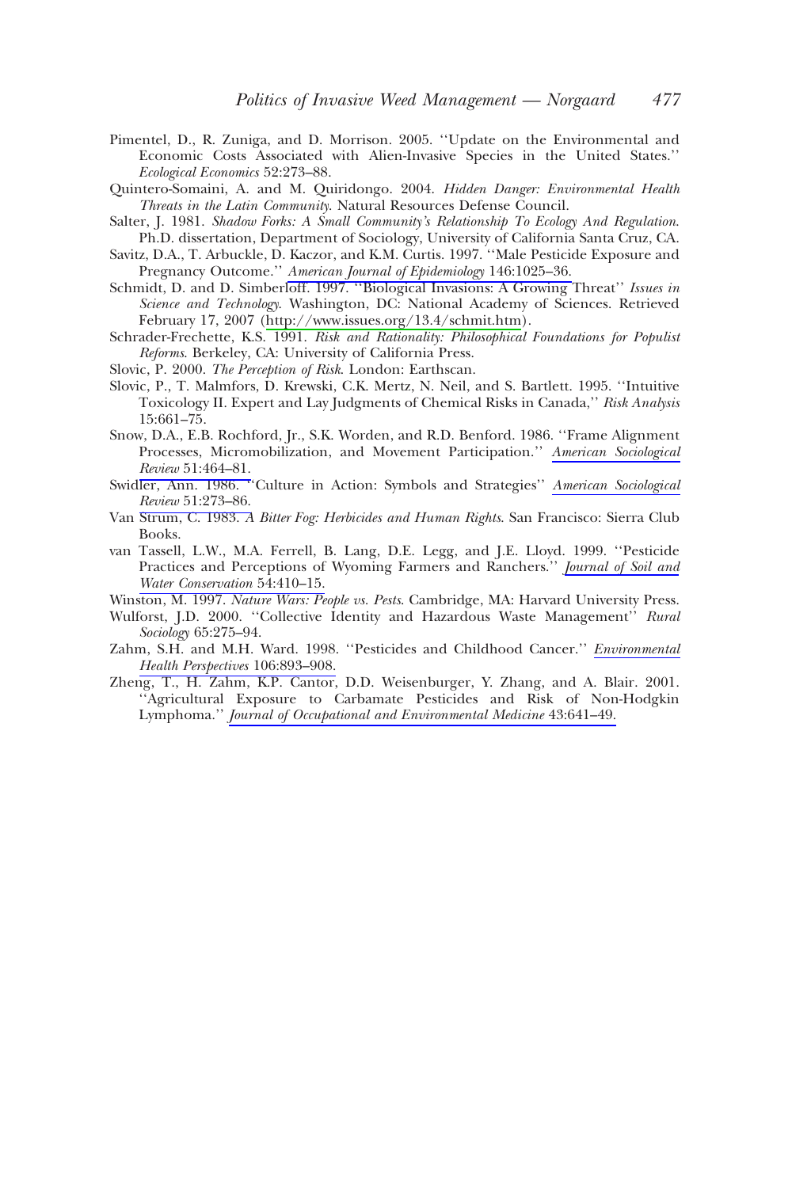Pimentel, D., R. Zuniga, and D. Morrison. 2005. ''Update on the Environmental and Economic Costs Associated with Alien-Invasive Species in the United States.'' *Ecological Economics* 52:273–88.

Quintero-Somaini, A. and M. Quiridongo. 2004. *Hidden Danger: Environmental Health Threats in the Latin Community*. Natural Resources Defense Council.

Salter, J. 1981. *Shadow Forks: A Small Community's Relationship To Ecology And Regulation*. Ph.D. dissertation, Department of Sociology, University of California Santa Cruz, CA.

Savitz, D.A., T. Arbuckle, D. Kaczor, and K.M. Curtis. 1997. ''Male Pesticide Exposure and Pregnancy Outcome.'' *American Journal of Epidemiology* 146:1025–36.

Schmidt, D. and D. Simberloff. 1997. ''Biological Invasions: A Growing Threat'' *Issues in Science and Technology*. Washington, DC: National Academy of Sciences. Retrieved February 17, 2007 (http://www.issues.org/13.4/schmit.htm).

Schrader-Frechette, K.S. 1991. *Risk and Rationality: Philosophical Foundations for Populist Reforms*. Berkeley, CA: University of California Press.

Slovic, P. 2000. *The Perception of Risk*. London: Earthscan.

Slovic, P., T. Malmfors, D. Krewski, C.K. Mertz, N. Neil, and S. Bartlett. 1995. ''Intuitive Toxicology II. Expert and Lay Judgments of Chemical Risks in Canada,'' *Risk Analysis* 15:661–75.

Snow, D.A., E.B. Rochford, Jr., S.K. Worden, and R.D. Benford. 1986. ''Frame Alignment Processes, Micromobilization, and Movement Participation.'' *American Sociological Review* 51:464–81.

Swidler, Ann. 1986. ''Culture in Action: Symbols and Strategies'' *American Sociological Review* 51:273–86.

Van Strum, C. 1983. *A Bitter Fog: Herbicides and Human Rights*. San Francisco: Sierra Club Books.

van Tassell, L.W., M.A. Ferrell, B. Lang, D.E. Legg, and J.E. Lloyd. 1999. ''Pesticide Practices and Perceptions of Wyoming Farmers and Ranchers.'' *Journal of Soil and Water Conservation* 54:410–15.

Winston, M. 1997. *Nature Wars: People vs. Pests*. Cambridge, MA: Harvard University Press.

Wulforst, J.D. 2000. ''Collective Identity and Hazardous Waste Management'' *Rural Sociology* 65:275–94.

Zahm, S.H. and M.H. Ward. 1998. ''Pesticides and Childhood Cancer.'' *Environmental Health Perspectives* 106:893–908.

Zheng, T., H. Zahm, K.P. Cantor, D.D. Weisenburger, Y. Zhang, and A. Blair. 2001. ''Agricultural Exposure to Carbamate Pesticides and Risk of Non-Hodgkin Lymphoma.'' *Journal of Occupational and Environmental Medicine* 43:641–49.